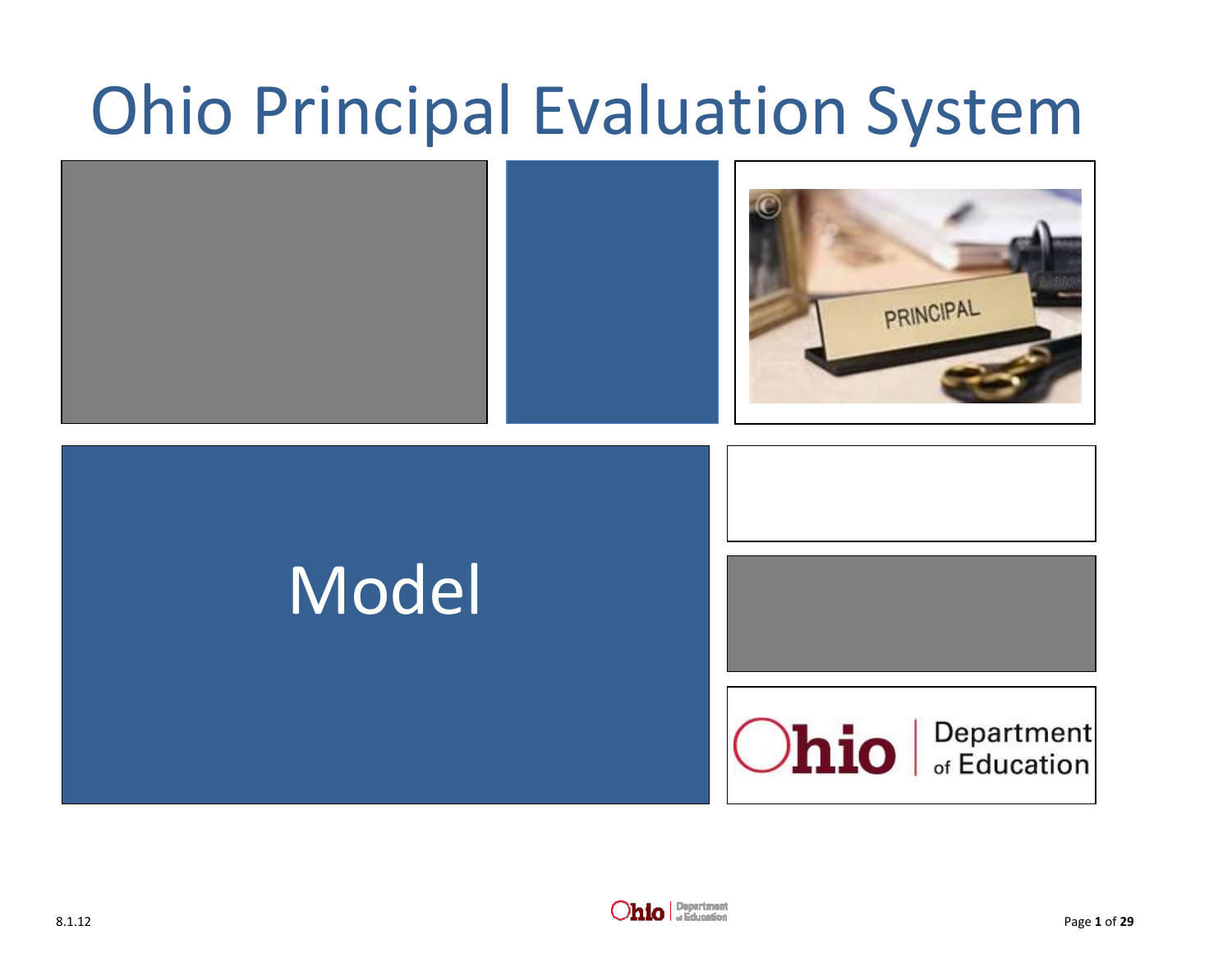# Ohio Principal Evaluation System

Model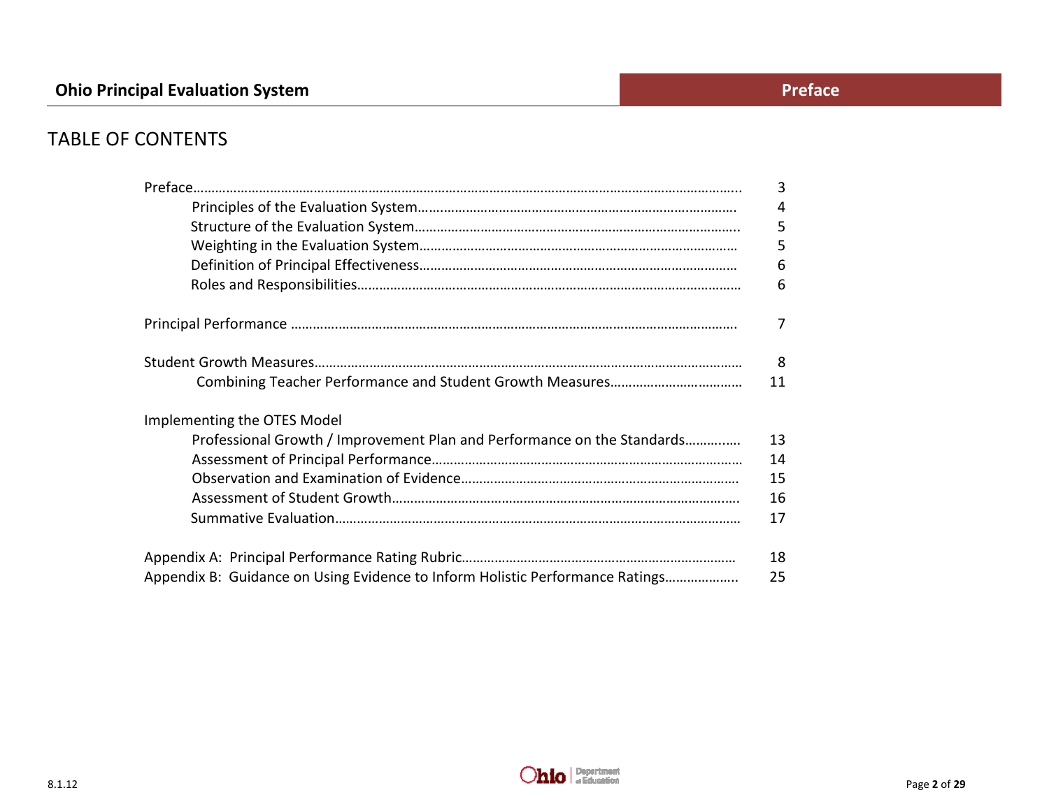# TABLE OF CONTENTS

| | |
|---|---|
| Preface | 3 |
| Principles of the Evaluation System | 4 |
| Structure of the Evaluation System | 5 |
| Weighting in the Evaluation System | 5 |
| Definition of Principal Effectiveness | 6 |
| Roles and Responsibilities | 6 |
| Principal Performance | 7 |
| Student Growth Measures | 8 |
| Combining Teacher Performance and Student Growth Measures | 11 |
| Implementing the OTES Model | |
| Professional Growth / Improvement Plan and Performance on the Standards | 13 |
| Assessment of Principal Performance | 14 |
| Observation and Examination of Evidence | 15 |
| Assessment of Student Growth | 16 |
| Summative Evaluation | 17 |
| Appendix A: Principal Performance Rating Rubric | 18 |
| Appendix B: Guidance on Using Evidence to Inform Holistic Performance Ratings | 25 |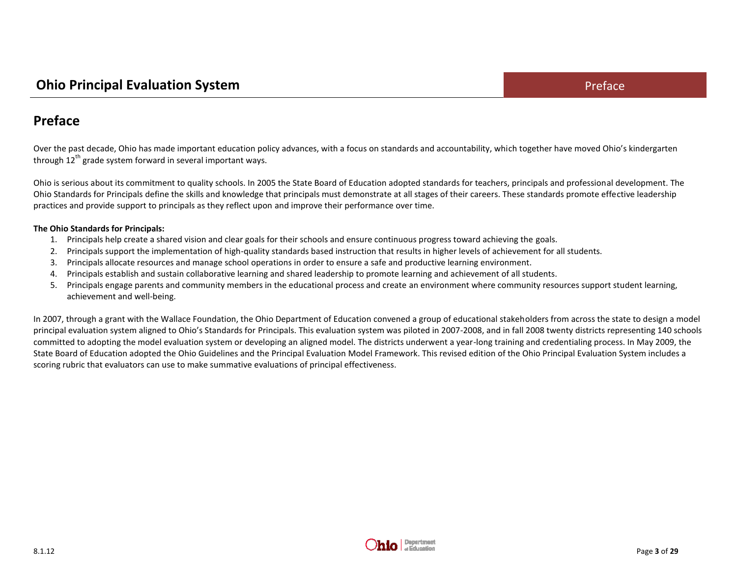# Preface

Over the past decade, Ohio has made important education policy advances, with a focus on standards and accountability, which together have moved Ohio's kindergarten through 12th grade system forward in several important ways.

Ohio is serious about its commitment to quality schools. In 2005 the State Board of Education adopted standards for teachers, principals and professional development. The Ohio Standards for Principals define the skills and knowledge that principals must demonstrate at all stages of their careers. These standards promote effective leadership practices and provide support to principals as they reflect upon and improve their performance over time.

**The Ohio Standards for Principals:**

1. Principals help create a shared vision and clear goals for their schools and ensure continuous progress toward achieving the goals.
2. Principals support the implementation of high-quality standards based instruction that results in higher levels of achievement for all students.
3. Principals allocate resources and manage school operations in order to ensure a safe and productive learning environment.
4. Principals establish and sustain collaborative learning and shared leadership to promote learning and achievement of all students.
5. Principals engage parents and community members in the educational process and create an environment where community resources support student learning, achievement and well-being.

In 2007, through a grant with the Wallace Foundation, the Ohio Department of Education convened a group of educational stakeholders from across the state to design a model principal evaluation system aligned to Ohio's Standards for Principals. This evaluation system was piloted in 2007-2008, and in fall 2008 twenty districts representing 140 schools committed to adopting the model evaluation system or developing an aligned model. The districts underwent a year-long training and credentialing process. In May 2009, the State Board of Education adopted the Ohio Guidelines and the Principal Evaluation Model Framework. This revised edition of the Ohio Principal Evaluation System includes a scoring rubric that evaluators can use to make summative evaluations of principal effectiveness.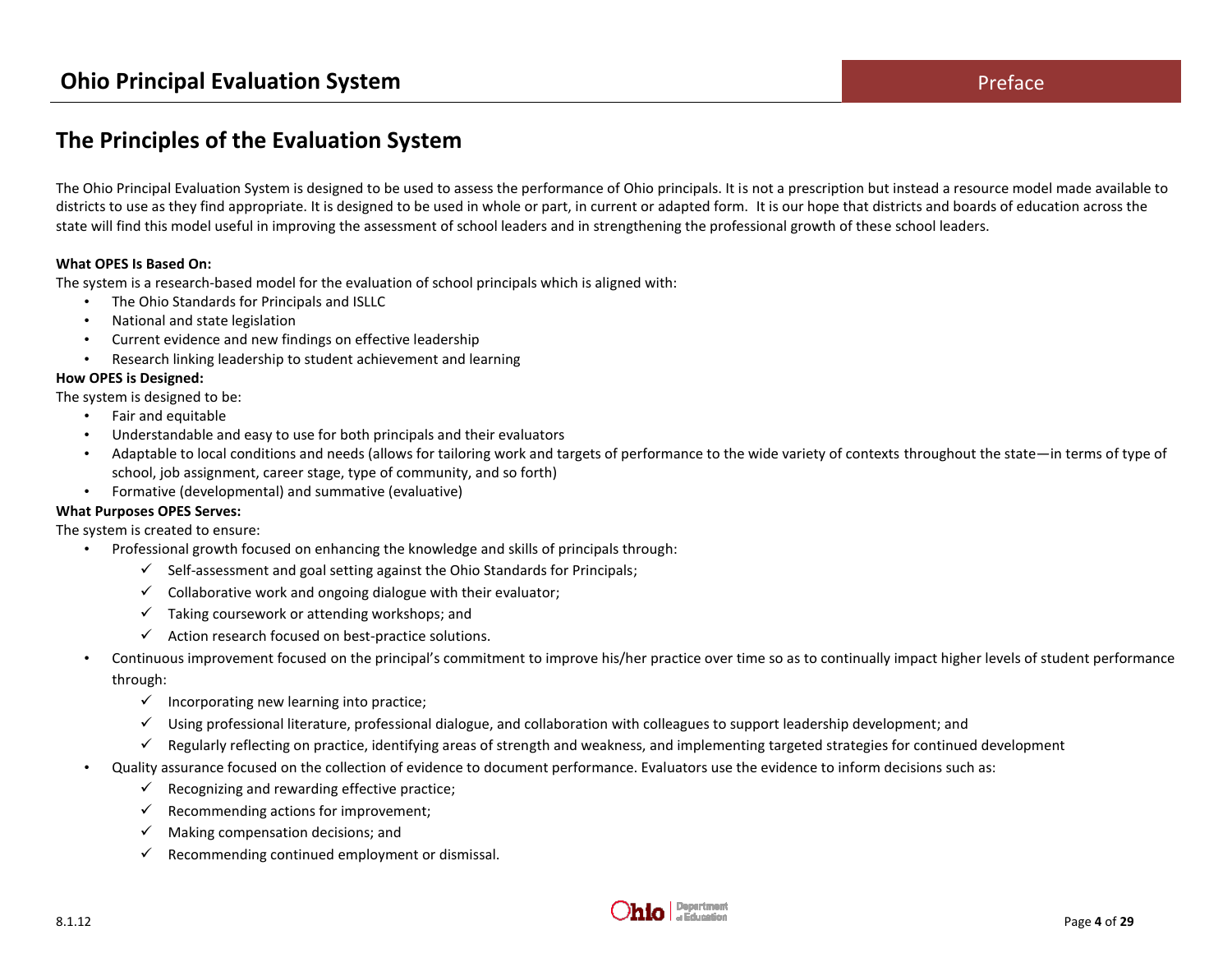## The Principles of the Evaluation System

The Ohio Principal Evaluation System is designed to be used to assess the performance of Ohio principals. It is not a prescription but instead a resource model made available to districts to use as they find appropriate. It is designed to be used in whole or part, in current or adapted form. It is our hope that districts and boards of education across the state will find this model useful in improving the assessment of school leaders and in strengthening the professional growth of these school leaders.

**What OPES Is Based On:**

The system is a research-based model for the evaluation of school principals which is aligned with:

- The Ohio Standards for Principals and ISLLC
- National and state legislation
- Current evidence and new findings on effective leadership
- Research linking leadership to student achievement and learning

**How OPES is Designed:**

The system is designed to be:

- Fair and equitable
- Understandable and easy to use for both principals and their evaluators
- Adaptable to local conditions and needs (allows for tailoring work and targets of performance to the wide variety of contexts throughout the state—in terms of type of school, job assignment, career stage, type of community, and so forth)
- Formative (developmental) and summative (evaluative)

**What Purposes OPES Serves:**

The system is created to ensure:

- Professional growth focused on enhancing the knowledge and skills of principals through:
  - ✓ Self-assessment and goal setting against the Ohio Standards for Principals;
  - ✓ Collaborative work and ongoing dialogue with their evaluator;
  - ✓ Taking coursework or attending workshops; and
  - ✓ Action research focused on best-practice solutions.
- Continuous improvement focused on the principal's commitment to improve his/her practice over time so as to continually impact higher levels of student performance through:
  - ✓ Incorporating new learning into practice;
  - ✓ Using professional literature, professional dialogue, and collaboration with colleagues to support leadership development; and
  - ✓ Regularly reflecting on practice, identifying areas of strength and weakness, and implementing targeted strategies for continued development
- Quality assurance focused on the collection of evidence to document performance. Evaluators use the evidence to inform decisions such as:
  - ✓ Recognizing and rewarding effective practice;
  - ✓ Recommending actions for improvement;
  - ✓ Making compensation decisions; and
  - ✓ Recommending continued employment or dismissal.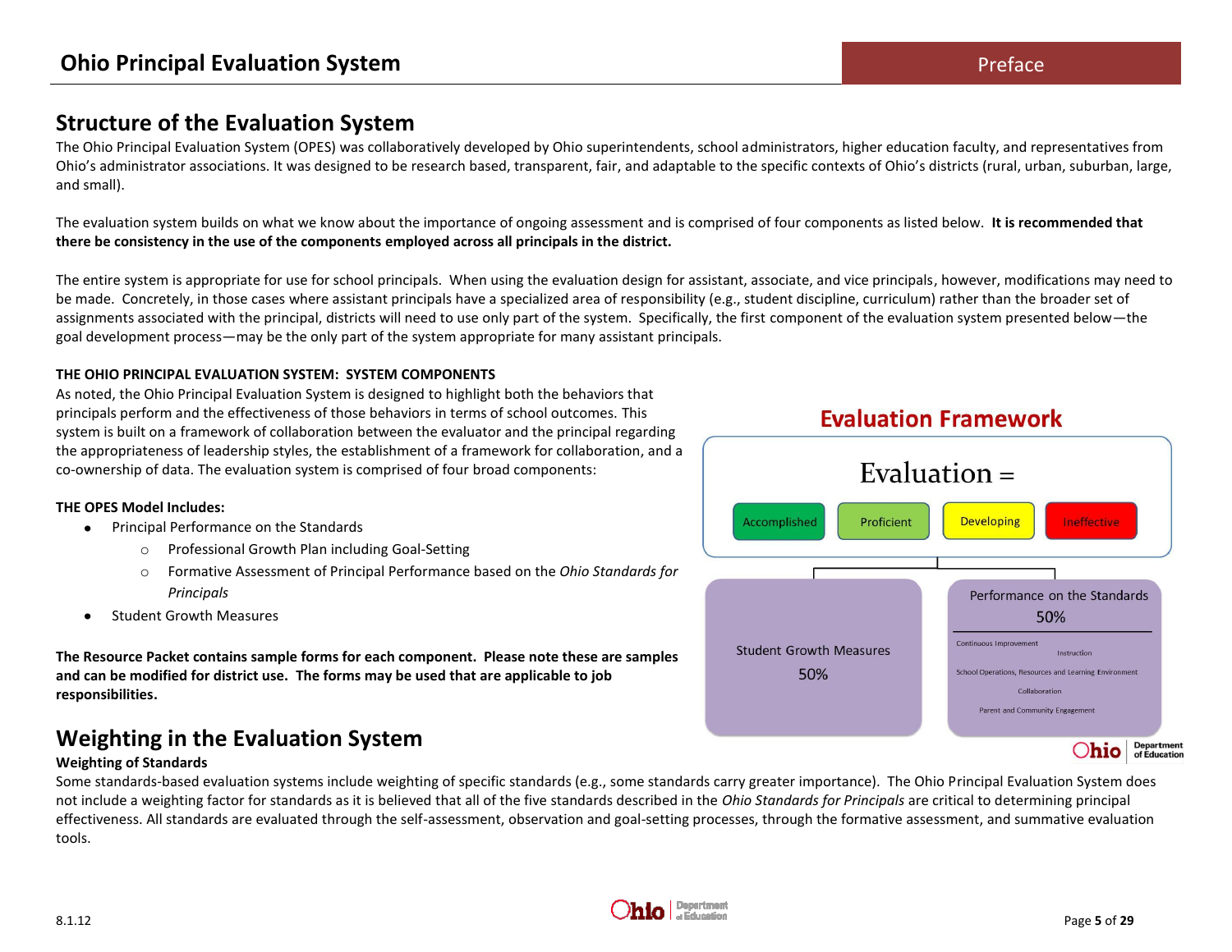## Structure of the Evaluation System

The Ohio Principal Evaluation System (OPES) was collaboratively developed by Ohio superintendents, school administrators, higher education faculty, and representatives from Ohio's administrator associations. It was designed to be research based, transparent, fair, and adaptable to the specific contexts of Ohio's districts (rural, urban, suburban, large, and small).

The evaluation system builds on what we know about the importance of ongoing assessment and is comprised of four components as listed below. **It is recommended that there be consistency in the use of the components employed across all principals in the district.**

The entire system is appropriate for use for school principals. When using the evaluation design for assistant, associate, and vice principals, however, modifications may need to be made. Concretely, in those cases where assistant principals have a specialized area of responsibility (e.g., student discipline, curriculum) rather than the broader set of assignments associated with the principal, districts will need to use only part of the system. Specifically, the first component of the evaluation system presented below—the goal development process—may be the only part of the system appropriate for many assistant principals.

**THE OHIO PRINCIPAL EVALUATION SYSTEM: SYSTEM COMPONENTS**

As noted, the Ohio Principal Evaluation System is designed to highlight both the behaviors that principals perform and the effectiveness of those behaviors in terms of school outcomes. This system is built on a framework of collaboration between the evaluator and the principal regarding the appropriateness of leadership styles, the establishment of a framework for collaboration, and a co-ownership of data. The evaluation system is comprised of four broad components:

**THE OPES Model Includes:**

- Principal Performance on the Standards
  - Professional Growth Plan including Goal-Setting
  - Formative Assessment of Principal Performance based on the *Ohio Standards for Principals*
- Student Growth Measures

**The Resource Packet contains sample forms for each component. Please note these are samples and can be modified for district use. The forms may be used that are applicable to job responsibilities.**

**Evaluation Framework**

Evaluation =

Accomplished | Proficient | Developing | Ineffective

| Student Growth Measures 50% | Performance on the Standards 50% |
| --- | --- |
| | Continuous Improvement<br>Instruction<br>School Operations, Resources and Learning Environment<br>Collaboration<br>Parent and Community Engagement |

## Weighting in the Evaluation System

**Weighting of Standards**

Some standards-based evaluation systems include weighting of specific standards (e.g., some standards carry greater importance). The Ohio Principal Evaluation System does not include a weighting factor for standards as it is believed that all of the five standards described in the *Ohio Standards for Principals* are critical to determining principal effectiveness. All standards are evaluated through the self-assessment, observation and goal-setting processes, through the formative assessment, and summative evaluation tools.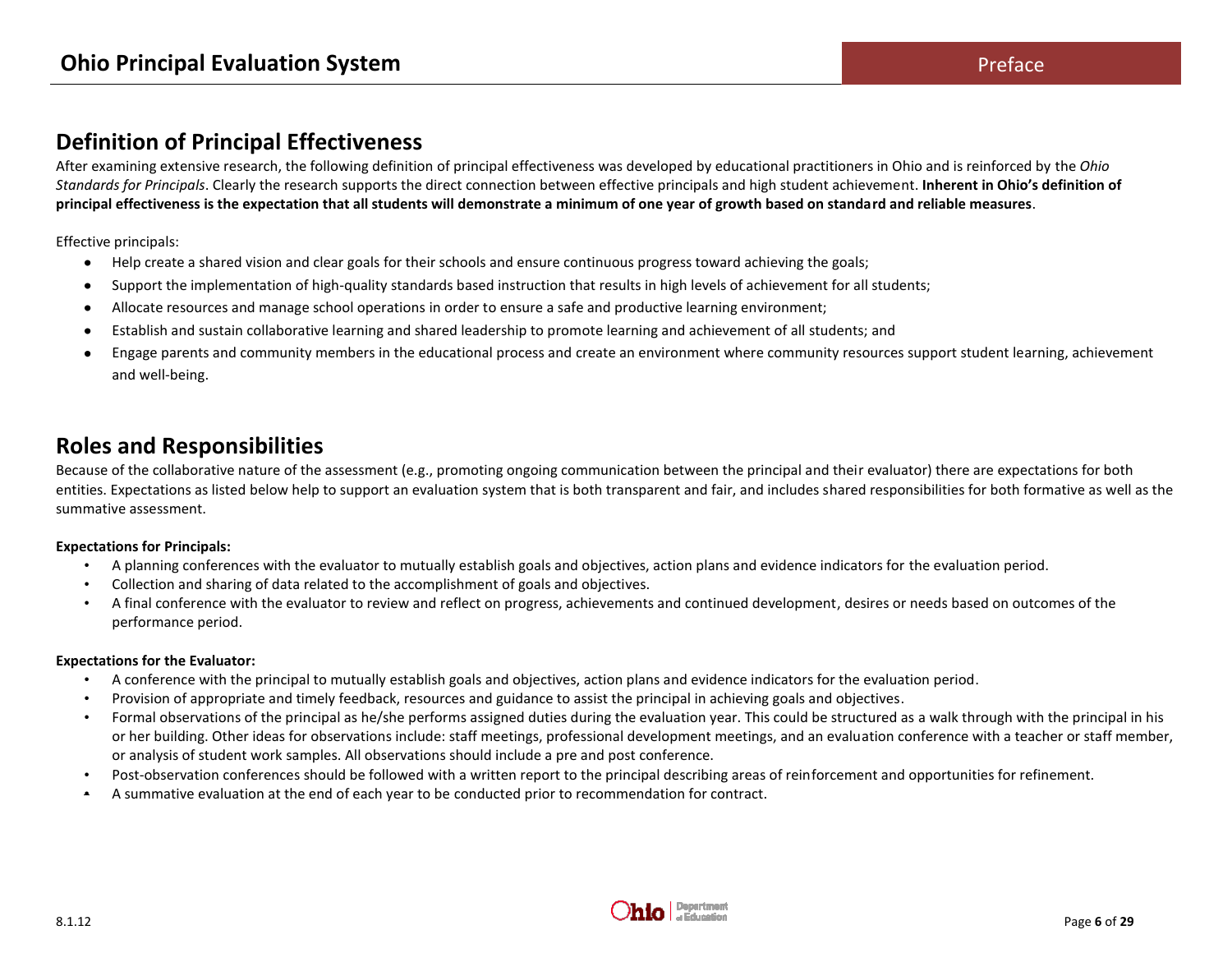## Definition of Principal Effectiveness

After examining extensive research, the following definition of principal effectiveness was developed by educational practitioners in Ohio and is reinforced by the *Ohio Standards for Principals*. Clearly the research supports the direct connection between effective principals and high student achievement. **Inherent in Ohio's definition of principal effectiveness is the expectation that all students will demonstrate a minimum of one year of growth based on standard and reliable measures**.

Effective principals:

- Help create a shared vision and clear goals for their schools and ensure continuous progress toward achieving the goals;
- Support the implementation of high-quality standards based instruction that results in high levels of achievement for all students;
- Allocate resources and manage school operations in order to ensure a safe and productive learning environment;
- Establish and sustain collaborative learning and shared leadership to promote learning and achievement of all students; and
- Engage parents and community members in the educational process and create an environment where community resources support student learning, achievement and well-being.

## Roles and Responsibilities

Because of the collaborative nature of the assessment (e.g., promoting ongoing communication between the principal and their evaluator) there are expectations for both entities. Expectations as listed below help to support an evaluation system that is both transparent and fair, and includes shared responsibilities for both formative as well as the summative assessment.

**Expectations for Principals:**

- A planning conferences with the evaluator to mutually establish goals and objectives, action plans and evidence indicators for the evaluation period.
- Collection and sharing of data related to the accomplishment of goals and objectives.
- A final conference with the evaluator to review and reflect on progress, achievements and continued development, desires or needs based on outcomes of the performance period.

**Expectations for the Evaluator:**

- A conference with the principal to mutually establish goals and objectives, action plans and evidence indicators for the evaluation period.
- Provision of appropriate and timely feedback, resources and guidance to assist the principal in achieving goals and objectives.
- Formal observations of the principal as he/she performs assigned duties during the evaluation year. This could be structured as a walk through with the principal in his or her building. Other ideas for observations include: staff meetings, professional development meetings, and an evaluation conference with a teacher or staff member, or analysis of student work samples. All observations should include a pre and post conference.
- Post-observation conferences should be followed with a written report to the principal describing areas of reinforcement and opportunities for refinement.
- A summative evaluation at the end of each year to be conducted prior to recommendation for contract.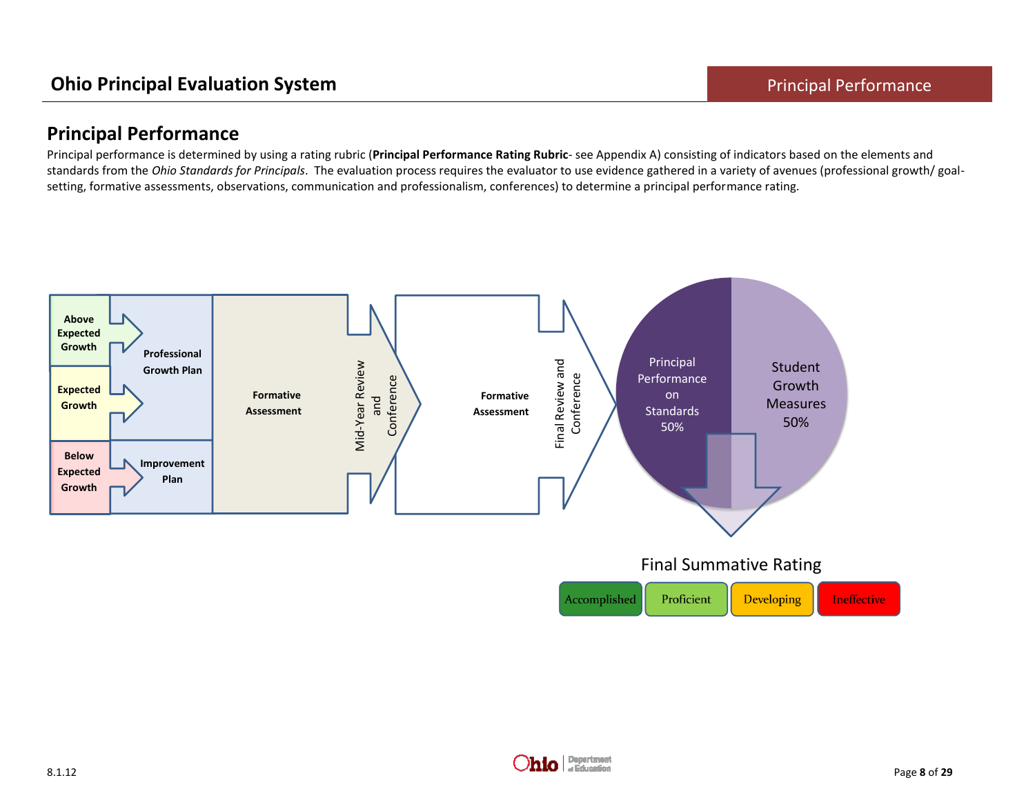## Principal Performance

Principal performance is determined by using a rating rubric (**Principal Performance Rating Rubric**- see Appendix A) consisting of indicators based on the elements and standards from the *Ohio Standards for Principals*. The evaluation process requires the evaluator to use evidence gathered in a variety of avenues (professional growth/ goal-setting, formative assessments, observations, communication and professionalism, conferences) to determine a principal performance rating.

**Above Expected Growth**

**Expected Growth**

**Below Expected Growth**

**Professional Growth Plan**

**Improvement Plan**

**Formative Assessment**

Mid-Year Review and Conference

**Formative Assessment**

Final Review and Conference

Principal Performance on Standards 50%

Student Growth Measures 50%

Final Summative Rating

Accomplished | Proficient | Developing | Ineffective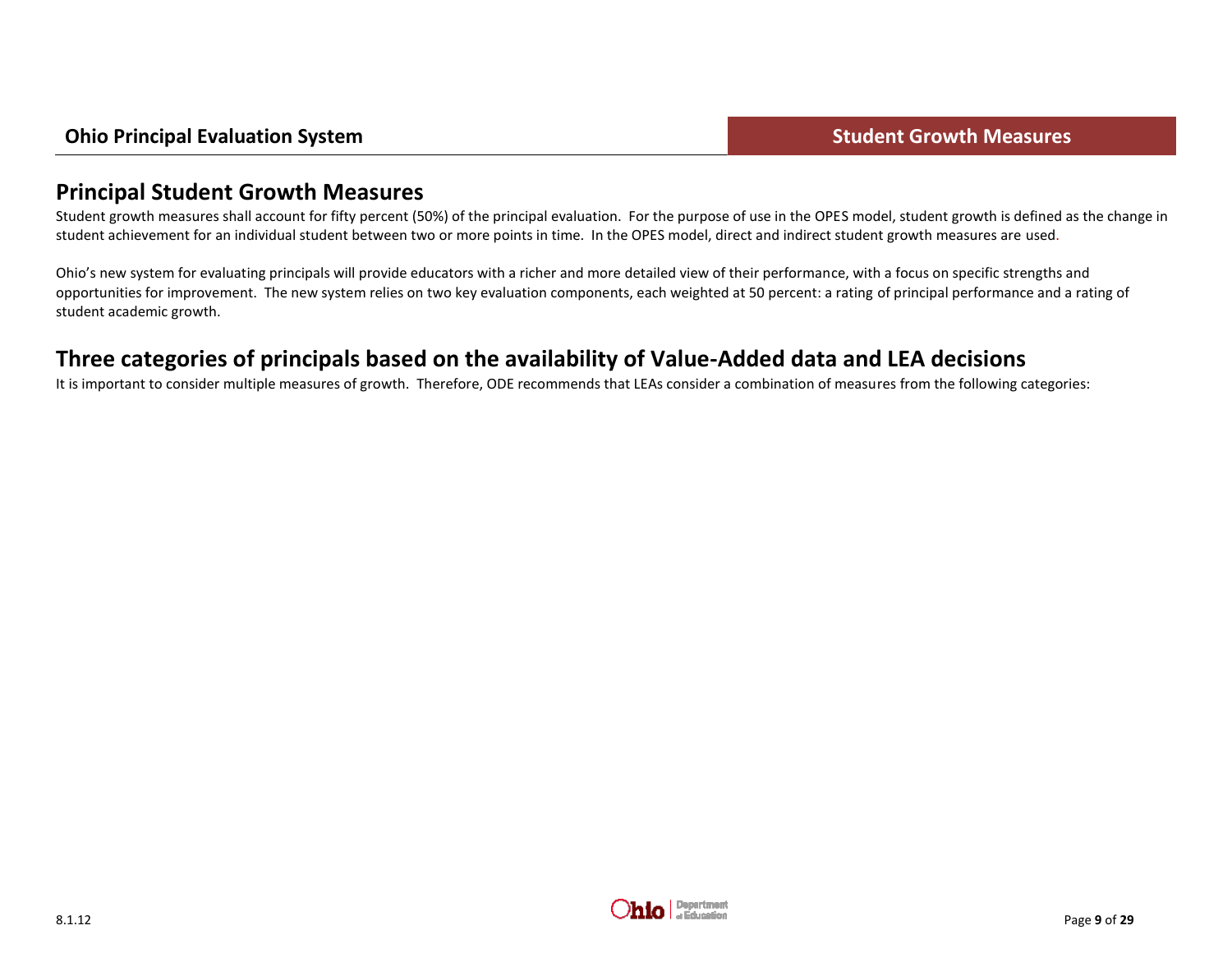## Principal Student Growth Measures

Student growth measures shall account for fifty percent (50%) of the principal evaluation. For the purpose of use in the OPES model, student growth is defined as the change in student achievement for an individual student between two or more points in time. In the OPES model, direct and indirect student growth measures are used.

Ohio's new system for evaluating principals will provide educators with a richer and more detailed view of their performance, with a focus on specific strengths and opportunities for improvement. The new system relies on two key evaluation components, each weighted at 50 percent: a rating of principal performance and a rating of student academic growth.

## Three categories of principals based on the availability of Value-Added data and LEA decisions

It is important to consider multiple measures of growth. Therefore, ODE recommends that LEAs consider a combination of measures from the following categories: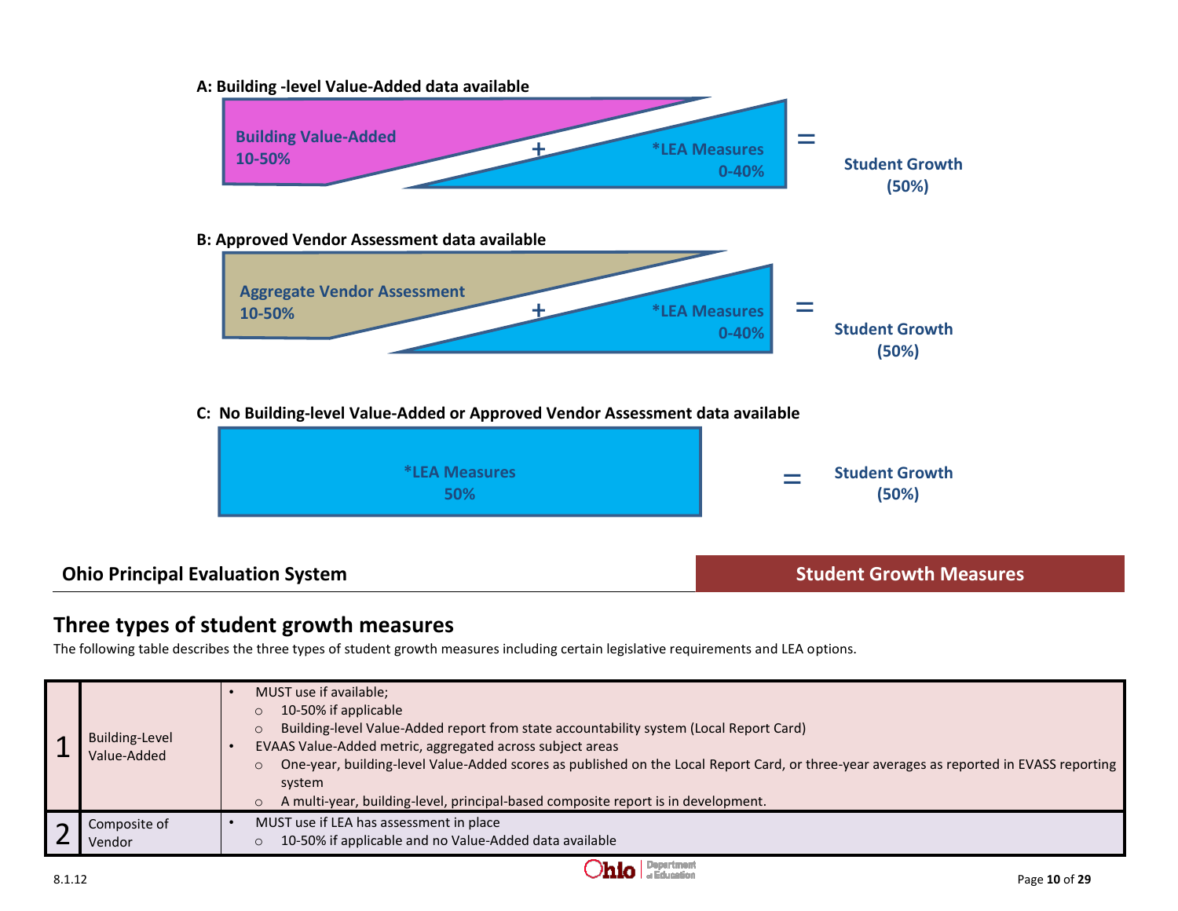**A: Building -level Value-Added data available**

Building Value-Added 10-50% + *LEA Measures 0-40% = Student Growth (50%)

**B: Approved Vendor Assessment data available**

Aggregate Vendor Assessment 10-50% + *LEA Measures 0-40% = Student Growth (50%)

**C: No Building-level Value-Added or Approved Vendor Assessment data available**

*LEA Measures 50% = Student Growth (50%)

**Ohio Principal Evaluation System** | **Student Growth Measures**

## Three types of student growth measures

The following table describes the three types of student growth measures including certain legislative requirements and LEA options.

| | | |
|---|---|---|
| 1 | Building-Level Value-Added | • MUST use if available;<br>  ○ 10-50% if applicable<br>  ○ Building-level Value-Added report from state accountability system (Local Report Card)<br>• EVAAS Value-Added metric, aggregated across subject areas<br>  ○ One-year, building-level Value-Added scores as published on the Local Report Card, or three-year averages as reported in EVASS reporting system<br>  ○ A multi-year, building-level, principal-based composite report is in development. |
| 2 | Composite of Vendor | • MUST use if LEA has assessment in place<br>  ○ 10-50% if applicable and no Value-Added data available |

8.1.12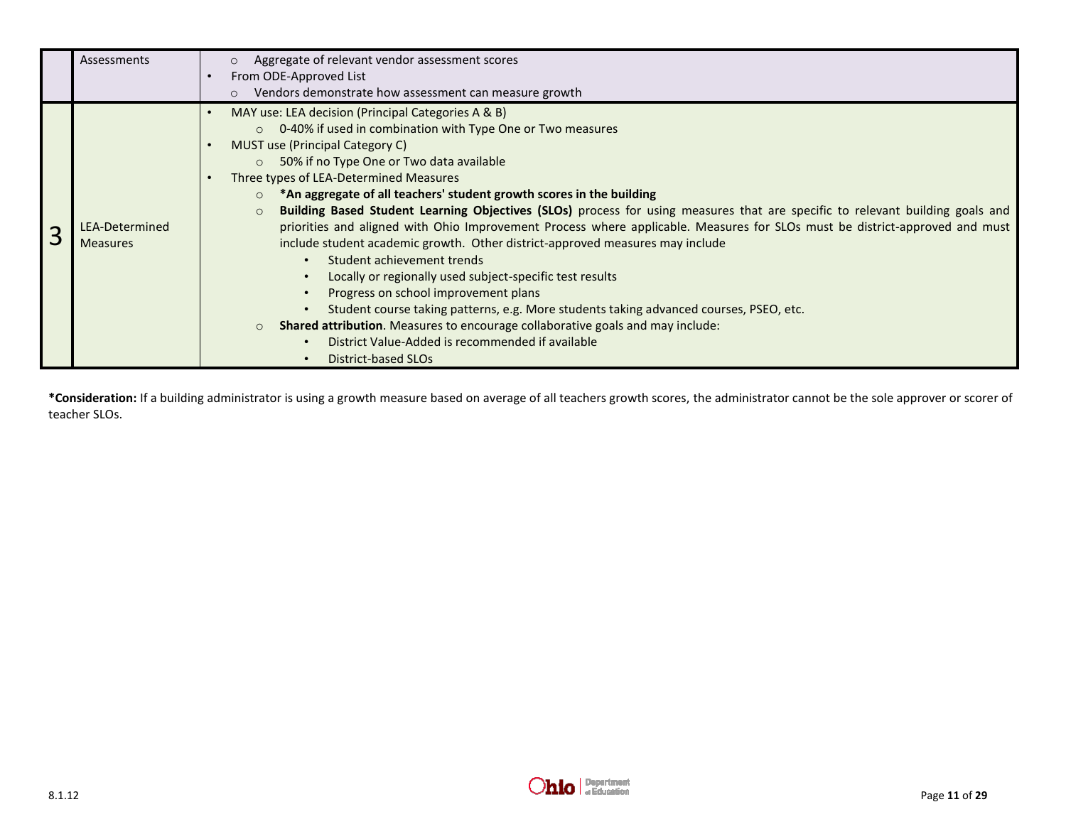| | | |
|---|---|---|
| | Assessments | ○ Aggregate of relevant vendor assessment scores<br>• From ODE-Approved List<br>○ Vendors demonstrate how assessment can measure growth |
| 3 | LEA-Determined Measures | • MAY use: LEA decision (Principal Categories A & B)<br>○ 0-40% if used in combination with Type One or Two measures<br>• MUST use (Principal Category C)<br>○ 50% if no Type One or Two data available<br>• Three types of LEA-Determined Measures<br>○ ***An aggregate of all teachers' student growth scores in the building**<br>○ **Building Based Student Learning Objectives (SLOs)** process for using measures that are specific to relevant building goals and priorities and aligned with Ohio Improvement Process where applicable. Measures for SLOs must be district-approved and must include student academic growth. Other district-approved measures may include<br>• Student achievement trends<br>• Locally or regionally used subject-specific test results<br>• Progress on school improvement plans<br>• Student course taking patterns, e.g. More students taking advanced courses, PSEO, etc.<br>○ **Shared attribution**. Measures to encourage collaborative goals and may include:<br>• District Value-Added is recommended if available<br>• District-based SLOs |

***Consideration:** If a building administrator is using a growth measure based on average of all teachers growth scores, the administrator cannot be the sole approver or scorer of teacher SLOs.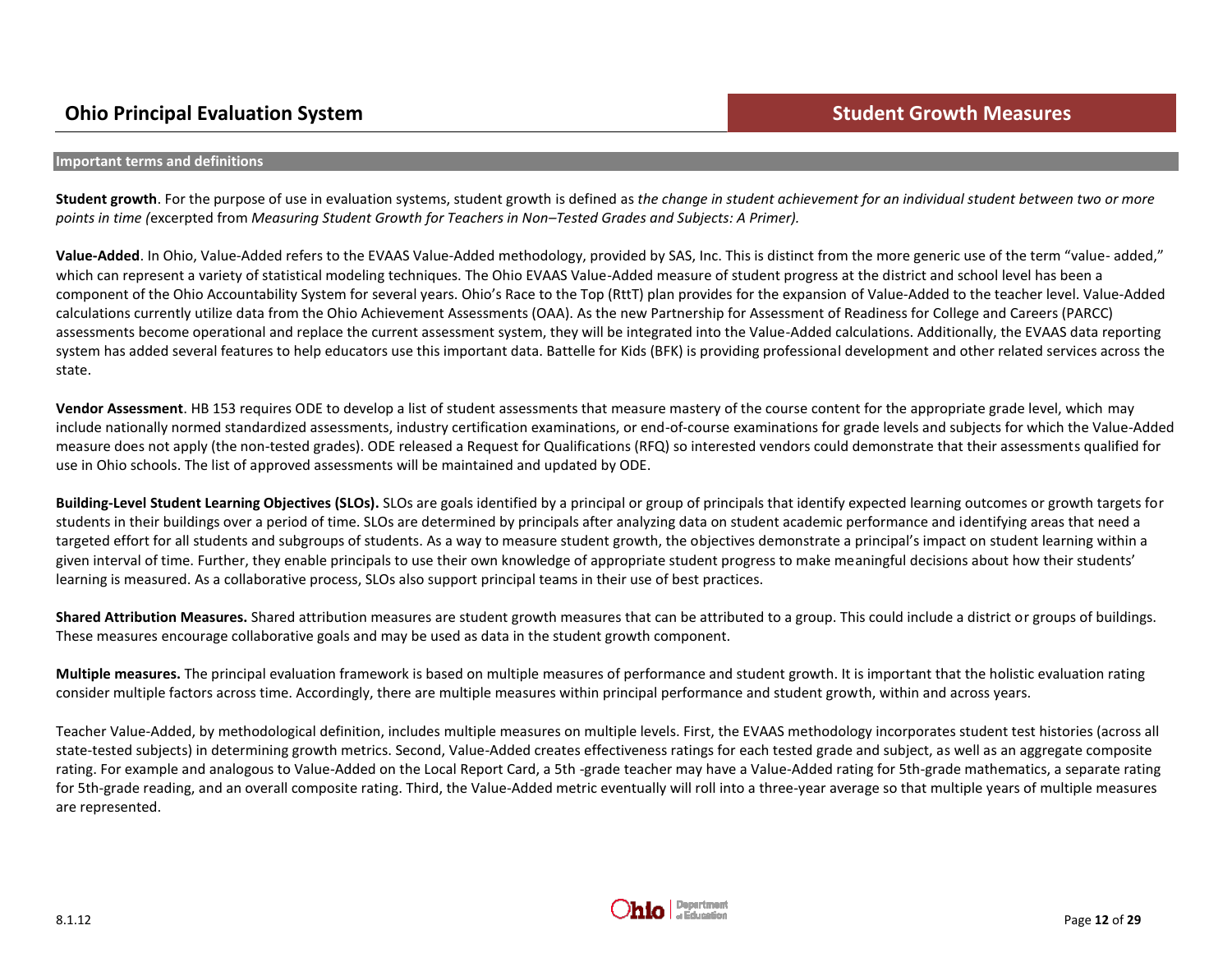## Important terms and definitions

**Student growth**. For the purpose of use in evaluation systems, student growth is defined as *the change in student achievement for an individual student between two or more points in time (*excerpted from *Measuring Student Growth for Teachers in Non–Tested Grades and Subjects: A Primer).*

**Value-Added**. In Ohio, Value-Added refers to the EVAAS Value-Added methodology, provided by SAS, Inc. This is distinct from the more generic use of the term "value- added," which can represent a variety of statistical modeling techniques. The Ohio EVAAS Value-Added measure of student progress at the district and school level has been a component of the Ohio Accountability System for several years. Ohio's Race to the Top (RttT) plan provides for the expansion of Value-Added to the teacher level. Value-Added calculations currently utilize data from the Ohio Achievement Assessments (OAA). As the new Partnership for Assessment of Readiness for College and Careers (PARCC) assessments become operational and replace the current assessment system, they will be integrated into the Value-Added calculations. Additionally, the EVAAS data reporting system has added several features to help educators use this important data. Battelle for Kids (BFK) is providing professional development and other related services across the state.

**Vendor Assessment**. HB 153 requires ODE to develop a list of student assessments that measure mastery of the course content for the appropriate grade level, which may include nationally normed standardized assessments, industry certification examinations, or end-of-course examinations for grade levels and subjects for which the Value-Added measure does not apply (the non-tested grades). ODE released a Request for Qualifications (RFQ) so interested vendors could demonstrate that their assessments qualified for use in Ohio schools. The list of approved assessments will be maintained and updated by ODE.

**Building-Level Student Learning Objectives (SLOs).** SLOs are goals identified by a principal or group of principals that identify expected learning outcomes or growth targets for students in their buildings over a period of time. SLOs are determined by principals after analyzing data on student academic performance and identifying areas that need a targeted effort for all students and subgroups of students. As a way to measure student growth, the objectives demonstrate a principal's impact on student learning within a given interval of time. Further, they enable principals to use their own knowledge of appropriate student progress to make meaningful decisions about how their students' learning is measured. As a collaborative process, SLOs also support principal teams in their use of best practices.

**Shared Attribution Measures.** Shared attribution measures are student growth measures that can be attributed to a group. This could include a district or groups of buildings. These measures encourage collaborative goals and may be used as data in the student growth component.

**Multiple measures.** The principal evaluation framework is based on multiple measures of performance and student growth. It is important that the holistic evaluation rating consider multiple factors across time. Accordingly, there are multiple measures within principal performance and student growth, within and across years.

Teacher Value-Added, by methodological definition, includes multiple measures on multiple levels. First, the EVAAS methodology incorporates student test histories (across all state-tested subjects) in determining growth metrics. Second, Value-Added creates effectiveness ratings for each tested grade and subject, as well as an aggregate composite rating. For example and analogous to Value-Added on the Local Report Card, a 5th -grade teacher may have a Value-Added rating for 5th-grade mathematics, a separate rating for 5th-grade reading, and an overall composite rating. Third, the Value-Added metric eventually will roll into a three-year average so that multiple years of multiple measures are represented.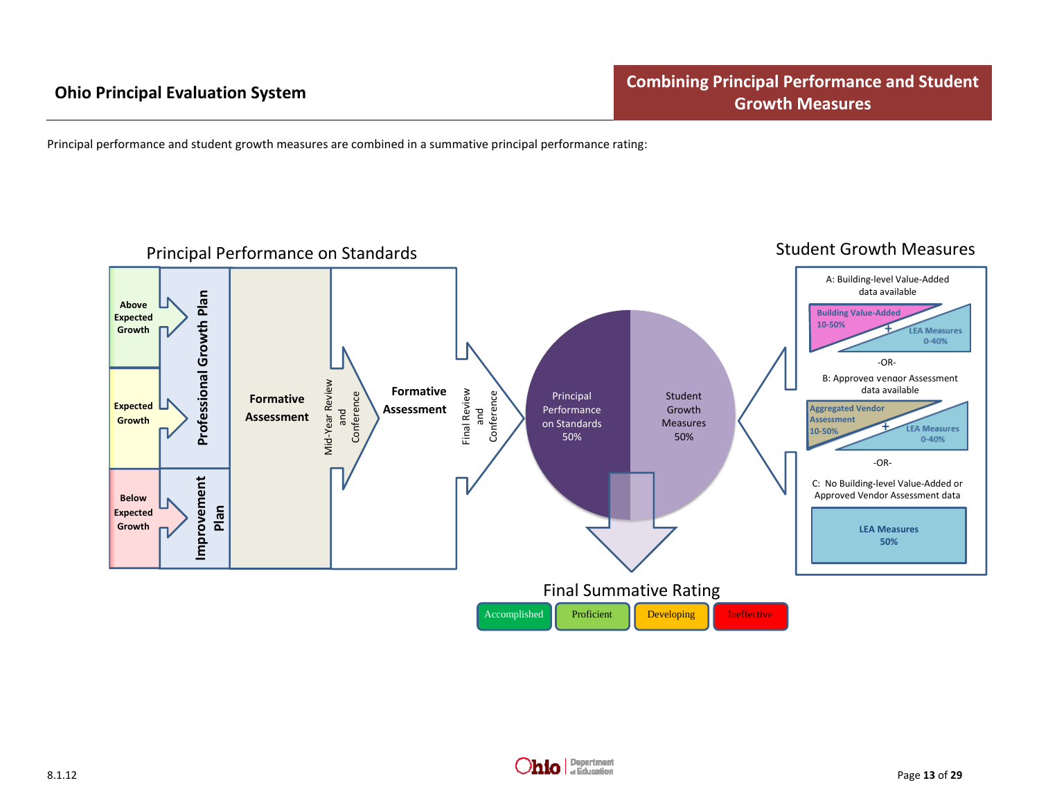## Combining Principal Performance and Student Growth Measures

Principal performance and student growth measures are combined in a summative principal performance rating:

### Principal Performance on Standards

- Above Expected Growth → Professional Growth Plan
- Expected Growth → Professional Growth Plan
- Below Expected Growth → Improvement Plan

Formative Assessment → Mid-Year Review and Conference → Formative Assessment → Final Review and Conference

Principal Performance on Standards 50%

Student Growth Measures 50%

### Student Growth Measures

A: Building-level Value-Added data available

Building Value-Added 10-50% + LEA Measures 0-40%

-OR-

B: Approved vendor Assessment data available

Aggregated Vendor Assessment 10-50% + LEA Measures 0-40%

-OR-

C: No Building-level Value-Added or Approved Vendor Assessment data

LEA Measures 50%

### Final Summative Rating

Accomplished | Proficient | Developing | Ineffective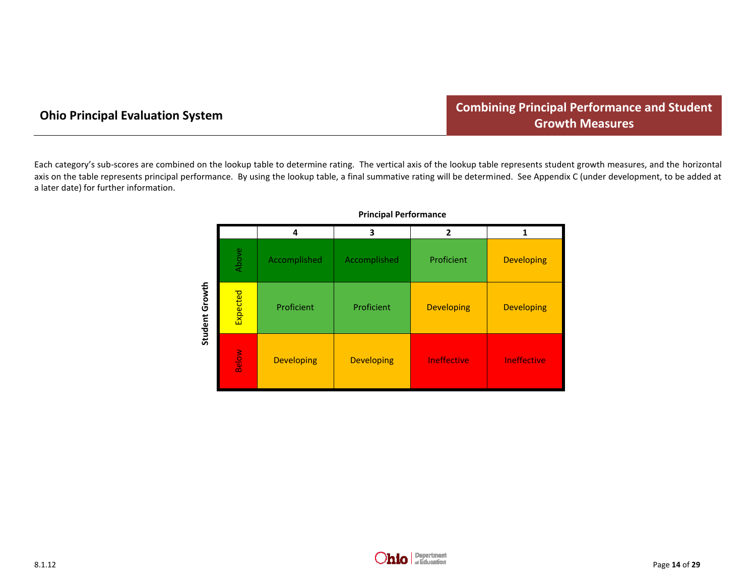## Ohio Principal Evaluation System

## Combining Principal Performance and Student Growth Measures

Each category's sub-scores are combined on the lookup table to determine rating. The vertical axis of the lookup table represents student growth measures, and the horizontal axis on the table represents principal performance. By using the lookup table, a final summative rating will be determined. See Appendix C (under development, to be added at a later date) for further information.

**Principal Performance**

| Student Growth | 4 | 3 | 2 | 1 |
|---|---|---|---|---|
| Above | Accomplished | Accomplished | Proficient | Developing |
| Expected | Proficient | Proficient | Developing | Developing |
| Below | Developing | Developing | Ineffective | Ineffective |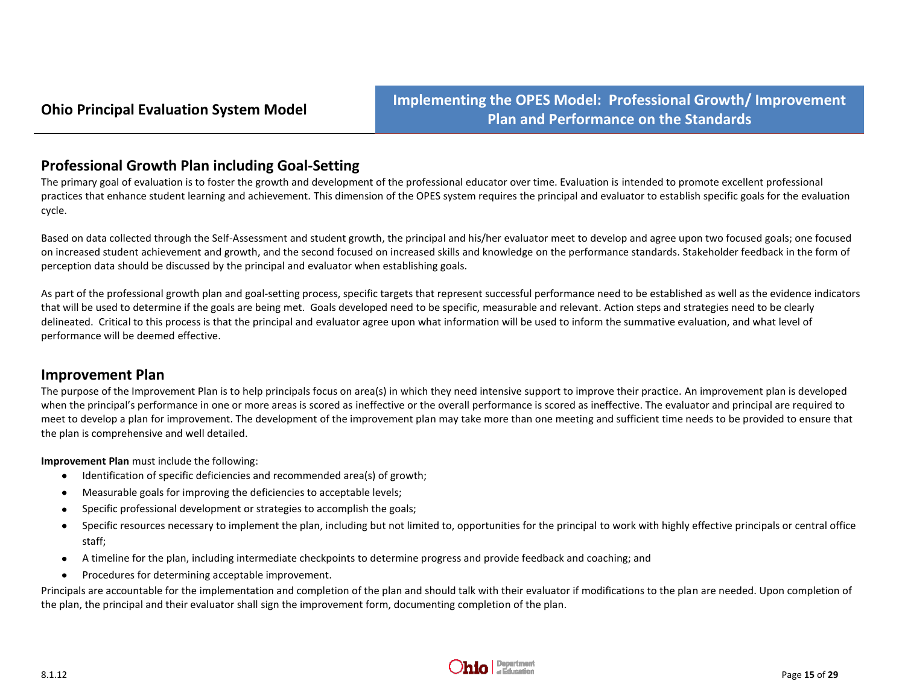## Professional Growth Plan including Goal-Setting

The primary goal of evaluation is to foster the growth and development of the professional educator over time. Evaluation is intended to promote excellent professional practices that enhance student learning and achievement. This dimension of the OPES system requires the principal and evaluator to establish specific goals for the evaluation cycle.

Based on data collected through the Self-Assessment and student growth, the principal and his/her evaluator meet to develop and agree upon two focused goals; one focused on increased student achievement and growth, and the second focused on increased skills and knowledge on the performance standards. Stakeholder feedback in the form of perception data should be discussed by the principal and evaluator when establishing goals.

As part of the professional growth plan and goal-setting process, specific targets that represent successful performance need to be established as well as the evidence indicators that will be used to determine if the goals are being met. Goals developed need to be specific, measurable and relevant. Action steps and strategies need to be clearly delineated. Critical to this process is that the principal and evaluator agree upon what information will be used to inform the summative evaluation, and what level of performance will be deemed effective.

## Improvement Plan

The purpose of the Improvement Plan is to help principals focus on area(s) in which they need intensive support to improve their practice. An improvement plan is developed when the principal's performance in one or more areas is scored as ineffective or the overall performance is scored as ineffective. The evaluator and principal are required to meet to develop a plan for improvement. The development of the improvement plan may take more than one meeting and sufficient time needs to be provided to ensure that the plan is comprehensive and well detailed.

**Improvement Plan** must include the following:

- Identification of specific deficiencies and recommended area(s) of growth;
- Measurable goals for improving the deficiencies to acceptable levels;
- Specific professional development or strategies to accomplish the goals;
- Specific resources necessary to implement the plan, including but not limited to, opportunities for the principal to work with highly effective principals or central office staff;
- A timeline for the plan, including intermediate checkpoints to determine progress and provide feedback and coaching; and
- Procedures for determining acceptable improvement.

Principals are accountable for the implementation and completion of the plan and should talk with their evaluator if modifications to the plan are needed. Upon completion of the plan, the principal and their evaluator shall sign the improvement form, documenting completion of the plan.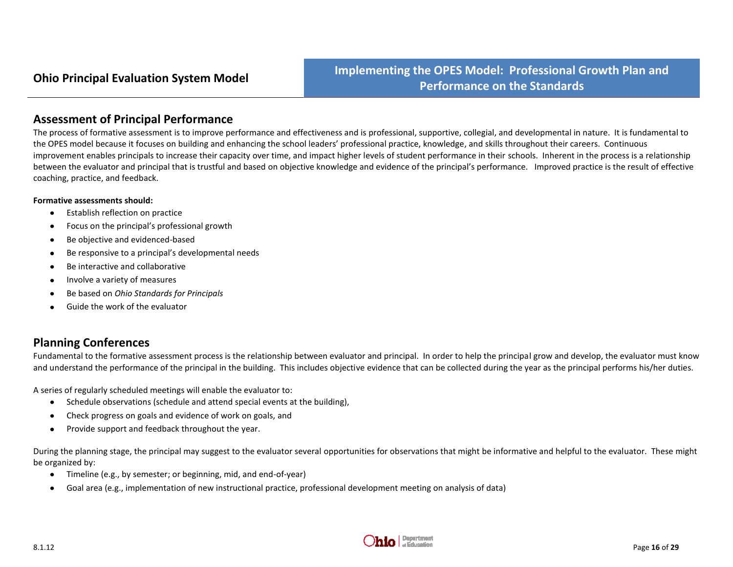## Assessment of Principal Performance

The process of formative assessment is to improve performance and effectiveness and is professional, supportive, collegial, and developmental in nature. It is fundamental to the OPES model because it focuses on building and enhancing the school leaders' professional practice, knowledge, and skills throughout their careers. Continuous improvement enables principals to increase their capacity over time, and impact higher levels of student performance in their schools. Inherent in the process is a relationship between the evaluator and principal that is trustful and based on objective knowledge and evidence of the principal's performance. Improved practice is the result of effective coaching, practice, and feedback.

**Formative assessments should:**

- Establish reflection on practice
- Focus on the principal's professional growth
- Be objective and evidenced-based
- Be responsive to a principal's developmental needs
- Be interactive and collaborative
- Involve a variety of measures
- Be based on *Ohio Standards for Principals*
- Guide the work of the evaluator

## Planning Conferences

Fundamental to the formative assessment process is the relationship between evaluator and principal. In order to help the principal grow and develop, the evaluator must know and understand the performance of the principal in the building. This includes objective evidence that can be collected during the year as the principal performs his/her duties.

A series of regularly scheduled meetings will enable the evaluator to:

- Schedule observations (schedule and attend special events at the building),
- Check progress on goals and evidence of work on goals, and
- Provide support and feedback throughout the year.

During the planning stage, the principal may suggest to the evaluator several opportunities for observations that might be informative and helpful to the evaluator. These might be organized by:

- Timeline (e.g., by semester; or beginning, mid, and end-of-year)
- Goal area (e.g., implementation of new instructional practice, professional development meeting on analysis of data)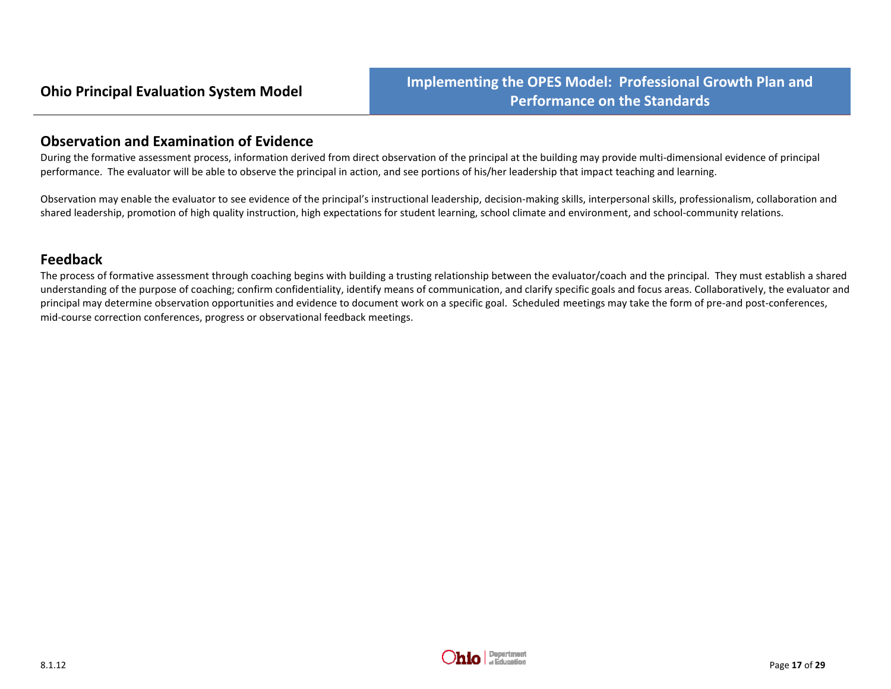## Observation and Examination of Evidence

During the formative assessment process, information derived from direct observation of the principal at the building may provide multi-dimensional evidence of principal performance. The evaluator will be able to observe the principal in action, and see portions of his/her leadership that impact teaching and learning.

Observation may enable the evaluator to see evidence of the principal's instructional leadership, decision-making skills, interpersonal skills, professionalism, collaboration and shared leadership, promotion of high quality instruction, high expectations for student learning, school climate and environment, and school-community relations.

## Feedback

The process of formative assessment through coaching begins with building a trusting relationship between the evaluator/coach and the principal. They must establish a shared understanding of the purpose of coaching; confirm confidentiality, identify means of communication, and clarify specific goals and focus areas. Collaboratively, the evaluator and principal may determine observation opportunities and evidence to document work on a specific goal. Scheduled meetings may take the form of pre-and post-conferences, mid-course correction conferences, progress or observational feedback meetings.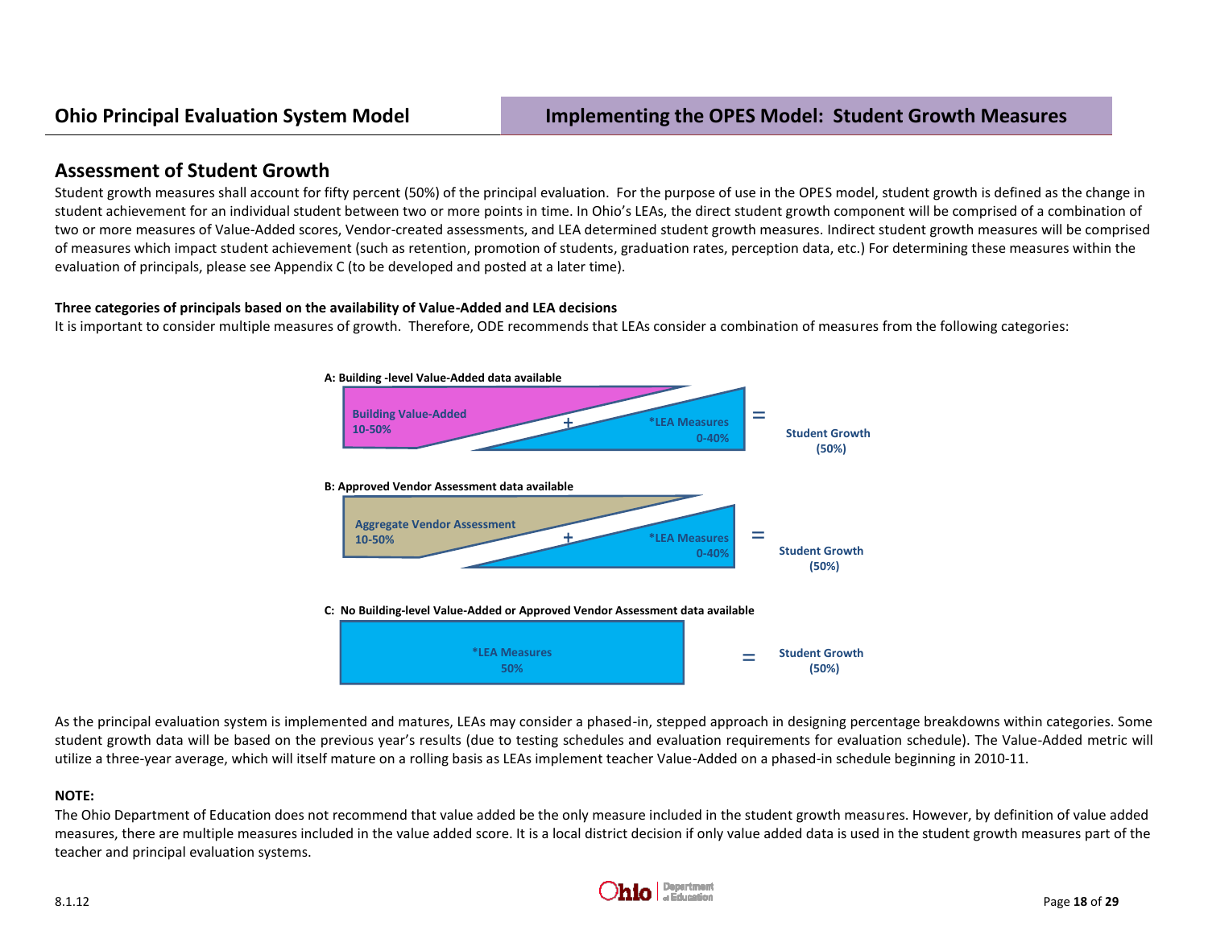## Assessment of Student Growth

Student growth measures shall account for fifty percent (50%) of the principal evaluation. For the purpose of use in the OPES model, student growth is defined as the change in student achievement for an individual student between two or more points in time. In Ohio's LEAs, the direct student growth component will be comprised of a combination of two or more measures of Value-Added scores, Vendor-created assessments, and LEA determined student growth measures. Indirect student growth measures will be comprised of measures which impact student achievement (such as retention, promotion of students, graduation rates, perception data, etc.) For determining these measures within the evaluation of principals, please see Appendix C (to be developed and posted at a later time).

**Three categories of principals based on the availability of Value-Added and LEA decisions**

It is important to consider multiple measures of growth. Therefore, ODE recommends that LEAs consider a combination of measures from the following categories:

**A: Building -level Value-Added data available**

Building Value-Added 10-50% + *LEA Measures 0-40% = Student Growth (50%)

**B: Approved Vendor Assessment data available**

Aggregate Vendor Assessment 10-50% + *LEA Measures 0-40% = Student Growth (50%)

**C: No Building-level Value-Added or Approved Vendor Assessment data available**

*LEA Measures 50% = Student Growth (50%)

As the principal evaluation system is implemented and matures, LEAs may consider a phased-in, stepped approach in designing percentage breakdowns within categories. Some student growth data will be based on the previous year's results (due to testing schedules and evaluation requirements for evaluation schedule). The Value-Added metric will utilize a three-year average, which will itself mature on a rolling basis as LEAs implement teacher Value-Added on a phased-in schedule beginning in 2010-11.

**NOTE:**

The Ohio Department of Education does not recommend that value added be the only measure included in the student growth measures. However, by definition of value added measures, there are multiple measures included in the value added score. It is a local district decision if only value added data is used in the student growth measures part of the teacher and principal evaluation systems.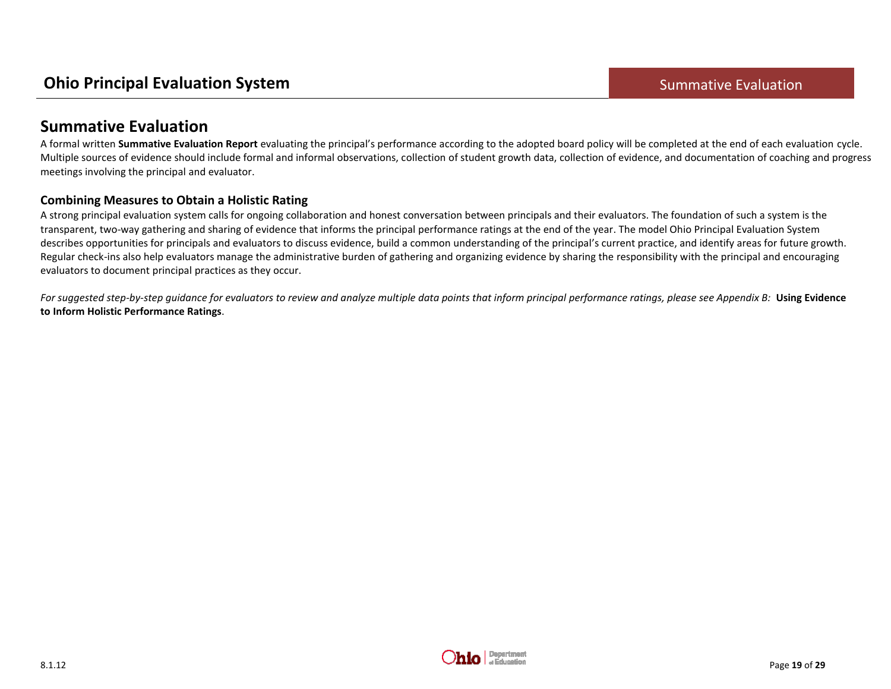## Summative Evaluation

A formal written **Summative Evaluation Report** evaluating the principal's performance according to the adopted board policy will be completed at the end of each evaluation cycle. Multiple sources of evidence should include formal and informal observations, collection of student growth data, collection of evidence, and documentation of coaching and progress meetings involving the principal and evaluator.

### Combining Measures to Obtain a Holistic Rating

A strong principal evaluation system calls for ongoing collaboration and honest conversation between principals and their evaluators. The foundation of such a system is the transparent, two-way gathering and sharing of evidence that informs the principal performance ratings at the end of the year. The model Ohio Principal Evaluation System describes opportunities for principals and evaluators to discuss evidence, build a common understanding of the principal's current practice, and identify areas for future growth. Regular check-ins also help evaluators manage the administrative burden of gathering and organizing evidence by sharing the responsibility with the principal and encouraging evaluators to document principal practices as they occur.

*For suggested step-by-step guidance for evaluators to review and analyze multiple data points that inform principal performance ratings, please see Appendix B:* **Using Evidence to Inform Holistic Performance Ratings**.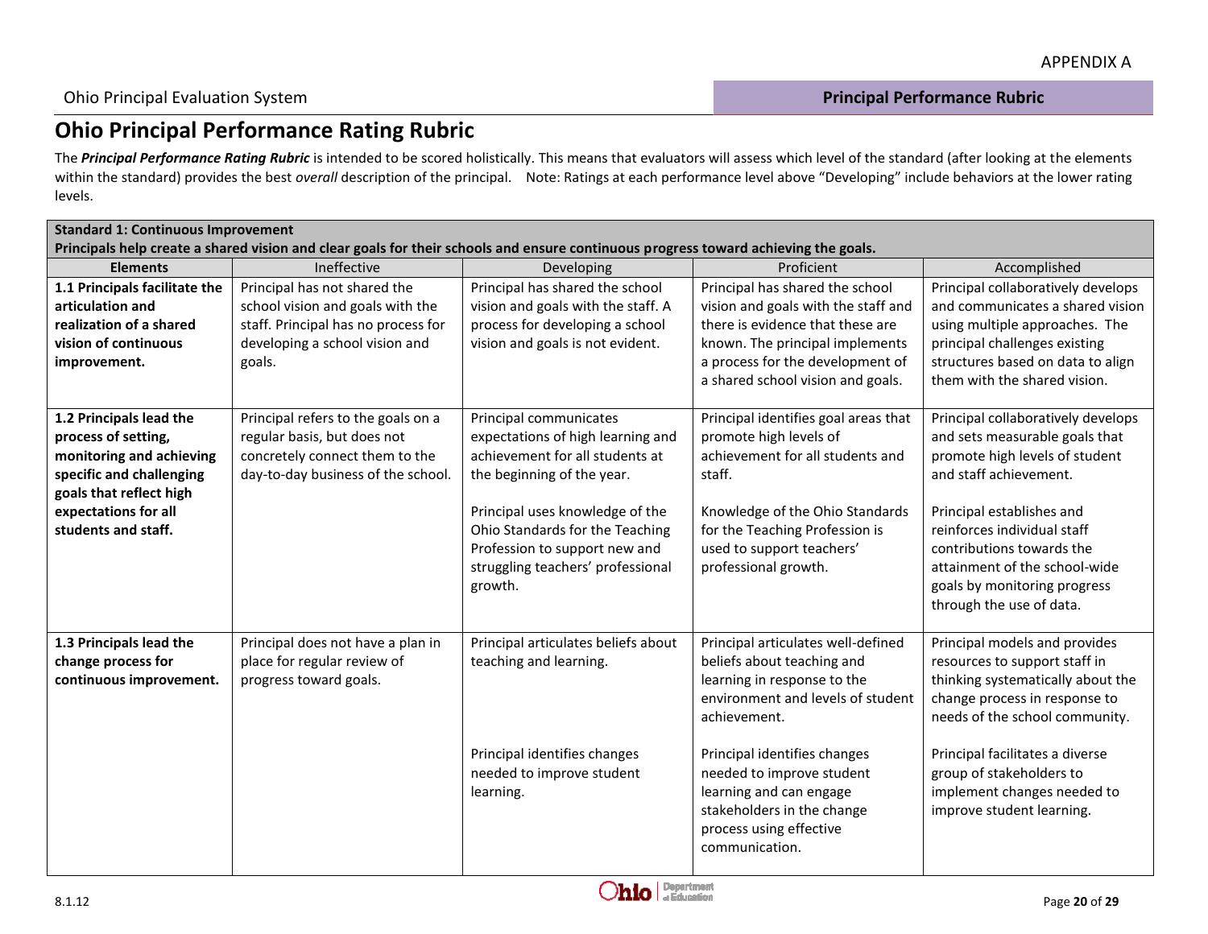APPENDIX A

# Ohio Principal Performance Rating Rubric

The ***Principal Performance Rating Rubric*** is intended to be scored holistically. This means that evaluators will assess which level of the standard (after looking at the elements within the standard) provides the best *overall* description of the principal.    Note: Ratings at each performance level above "Developing" include behaviors at the lower rating levels.

| **Standard 1: Continuous Improvement**<br>**Principals help create a shared vision and clear goals for their schools and ensure continuous progress toward achieving the goals.** | | | | |
|---|---|---|---|---|
| **Elements** | Ineffective | Developing | Proficient | Accomplished |
| **1.1 Principals facilitate the articulation and realization of a shared vision of continuous improvement.** | Principal has not shared the school vision and goals with the staff. Principal has no process for developing a school vision and goals. | Principal has shared the school vision and goals with the staff. A process for developing a school vision and goals is not evident. | Principal has shared the school vision and goals with the staff and there is evidence that these are known. The principal implements a process for the development of a shared school vision and goals. | Principal collaboratively develops and communicates a shared vision using multiple approaches. The principal challenges existing structures based on data to align them with the shared vision. |
| **1.2 Principals lead the process of setting, monitoring and achieving specific and challenging goals that reflect high expectations for all students and staff.** | Principal refers to the goals on a regular basis, but does not concretely connect them to the day-to-day business of the school. | Principal communicates expectations of high learning and achievement for all students at the beginning of the year.<br><br>Principal uses knowledge of the Ohio Standards for the Teaching Profession to support new and struggling teachers' professional growth. | Principal identifies goal areas that promote high levels of achievement for all students and staff.<br><br>Knowledge of the Ohio Standards for the Teaching Profession is used to support teachers' professional growth. | Principal collaboratively develops and sets measurable goals that promote high levels of student and staff achievement.<br><br>Principal establishes and reinforces individual staff contributions towards the attainment of the school-wide goals by monitoring progress through the use of data. |
| **1.3 Principals lead the change process for continuous improvement.** | Principal does not have a plan in place for regular review of progress toward goals. | Principal articulates beliefs about teaching and learning.<br><br>Principal identifies changes needed to improve student learning. | Principal articulates well-defined beliefs about teaching and learning in response to the environment and levels of student achievement.<br><br>Principal identifies changes needed to improve student learning and can engage stakeholders in the change process using effective communication. | Principal models and provides resources to support staff in thinking systematically about the change process in response to needs of the school community.<br><br>Principal facilitates a diverse group of stakeholders to implement changes needed to improve student learning. |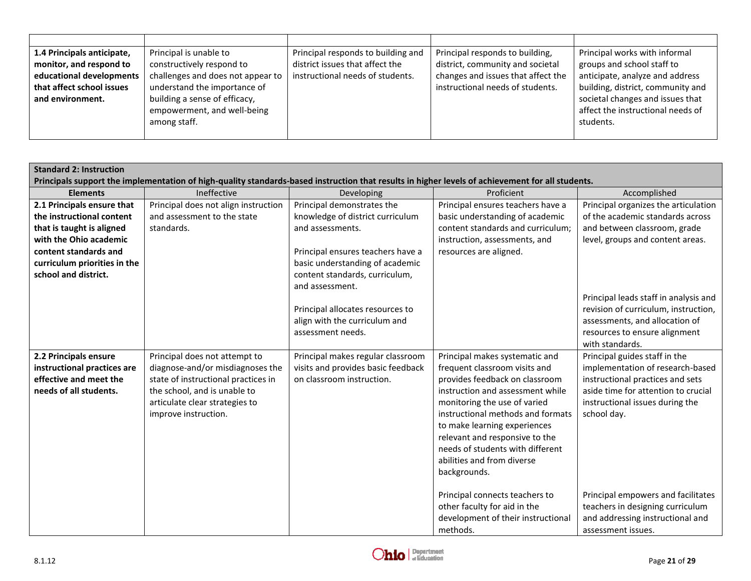| | | | | |
|---|---|---|---|---|
| **1.4 Principals anticipate, monitor, and respond to educational developments that affect school issues and environment.** | Principal is unable to constructively respond to challenges and does not appear to understand the importance of building a sense of efficacy, empowerment, and well-being among staff. | Principal responds to building and district issues that affect the instructional needs of students. | Principal responds to building, district, community and societal changes and issues that affect the instructional needs of students. | Principal works with informal groups and school staff to anticipate, analyze and address building, district, community and societal changes and issues that affect the instructional needs of students. |

| **Standard 2: Instruction**<br>**Principals support the implementation of high-quality standards-based instruction that results in higher levels of achievement for all students.** | | | | |
|---|---|---|---|---|
| **Elements** | Ineffective | Developing | Proficient | Accomplished |
| **2.1 Principals ensure that the instructional content that is taught is aligned with the Ohio academic content standards and curriculum priorities in the school and district.** | Principal does not align instruction and assessment to the state standards. | Principal demonstrates the knowledge of district curriculum and assessments.<br><br>Principal ensures teachers have a basic understanding of academic content standards, curriculum, and assessment.<br><br>Principal allocates resources to align with the curriculum and assessment needs. | Principal ensures teachers have a basic understanding of academic content standards and curriculum; instruction, assessments, and resources are aligned. | Principal organizes the articulation of the academic standards across and between classroom, grade level, groups and content areas.<br><br>Principal leads staff in analysis and revision of curriculum, instruction, assessments, and allocation of resources to ensure alignment with standards. |
| **2.2 Principals ensure instructional practices are effective and meet the needs of all students.** | Principal does not attempt to diagnose-and/or misdiagnoses the state of instructional practices in the school, and is unable to articulate clear strategies to improve instruction. | Principal makes regular classroom visits and provides basic feedback on classroom instruction. | Principal makes systematic and frequent classroom visits and provides feedback on classroom instruction and assessment while monitoring the use of varied instructional methods and formats to make learning experiences relevant and responsive to the needs of students with different abilities and from diverse backgrounds.<br><br>Principal connects teachers to other faculty for aid in the development of their instructional methods. | Principal guides staff in the implementation of research-based instructional practices and sets aside time for attention to crucial instructional issues during the school day.<br><br>Principal empowers and facilitates teachers in designing curriculum and addressing instructional and assessment issues. |

8.1.12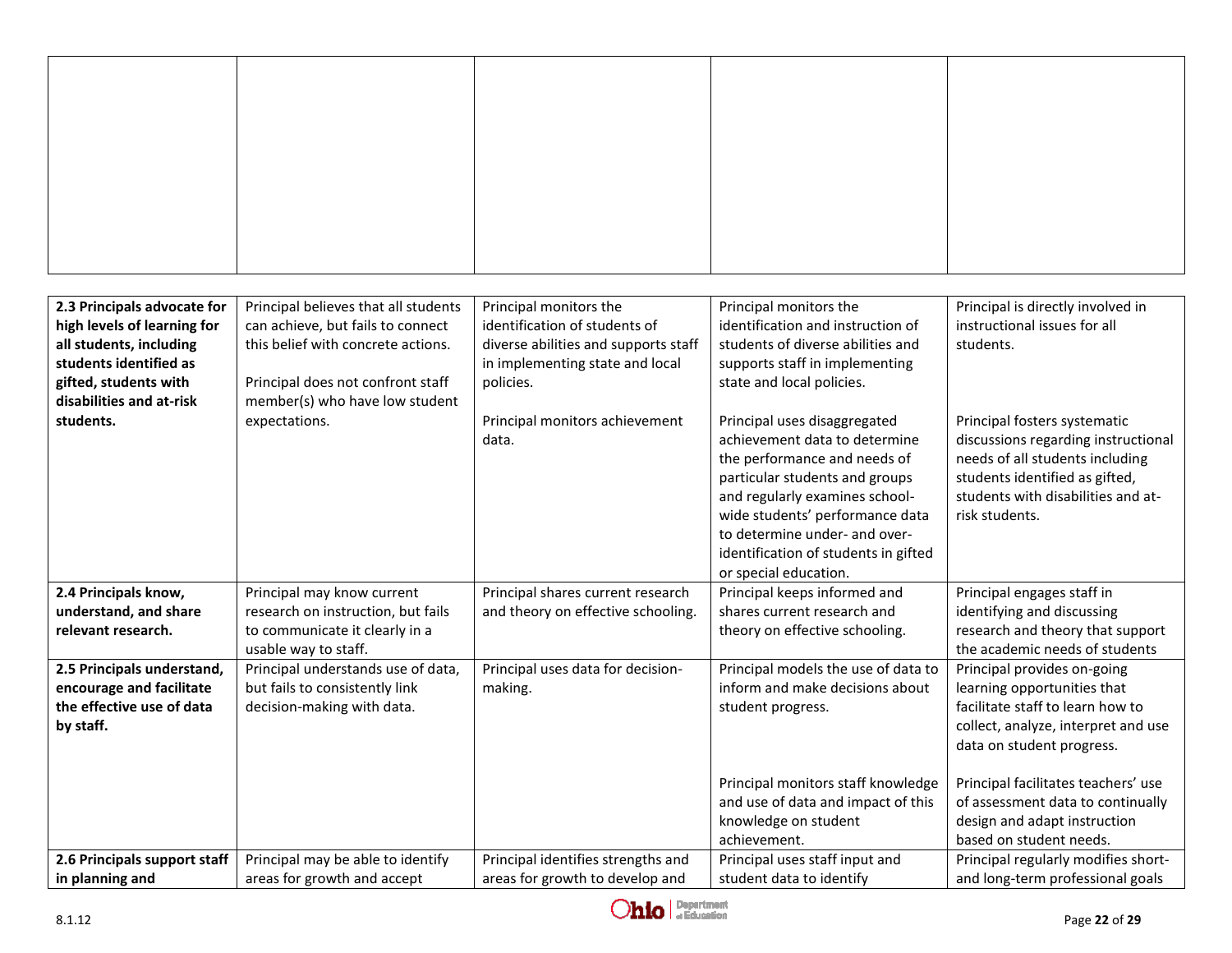| | | | | |
|---|---|---|---|---|
| | | | | |

| | | | | |
|---|---|---|---|---|
| **2.3 Principals advocate for high levels of learning for all students, including students identified as gifted, students with disabilities and at-risk students.** | Principal believes that all students can achieve, but fails to connect this belief with concrete actions.<br><br>Principal does not confront staff member(s) who have low student expectations. | Principal monitors the identification of students of diverse abilities and supports staff in implementing state and local policies.<br><br>Principal monitors achievement data. | Principal monitors the identification and instruction of students of diverse abilities and supports staff in implementing state and local policies.<br><br>Principal uses disaggregated achievement data to determine the performance and needs of particular students and groups and regularly examines school-wide students' performance data to determine under- and over-identification of students in gifted or special education. | Principal is directly involved in instructional issues for all students.<br><br>Principal fosters systematic discussions regarding instructional needs of all students including students identified as gifted, students with disabilities and at-risk students. |
| **2.4 Principals know, understand, and share relevant research.** | Principal may know current research on instruction, but fails to communicate it clearly in a usable way to staff. | Principal shares current research and theory on effective schooling. | Principal keeps informed and shares current research and theory on effective schooling. | Principal engages staff in identifying and discussing research and theory that support the academic needs of students |
| **2.5 Principals understand, encourage and facilitate the effective use of data by staff.** | Principal understands use of data, but fails to consistently link decision-making with data. | Principal uses data for decision-making. | Principal models the use of data to inform and make decisions about student progress.<br><br>Principal monitors staff knowledge and use of data and impact of this knowledge on student achievement. | Principal provides on-going learning opportunities that facilitate staff to learn how to collect, analyze, interpret and use data on student progress.<br><br>Principal facilitates teachers' use of assessment data to continually design and adapt instruction based on student needs. |
| **2.6 Principals support staff in planning and** | Principal may be able to identify areas for growth and accept | Principal identifies strengths and areas for growth to develop and | Principal uses staff input and student data to identify | Principal regularly modifies short- and long-term professional goals |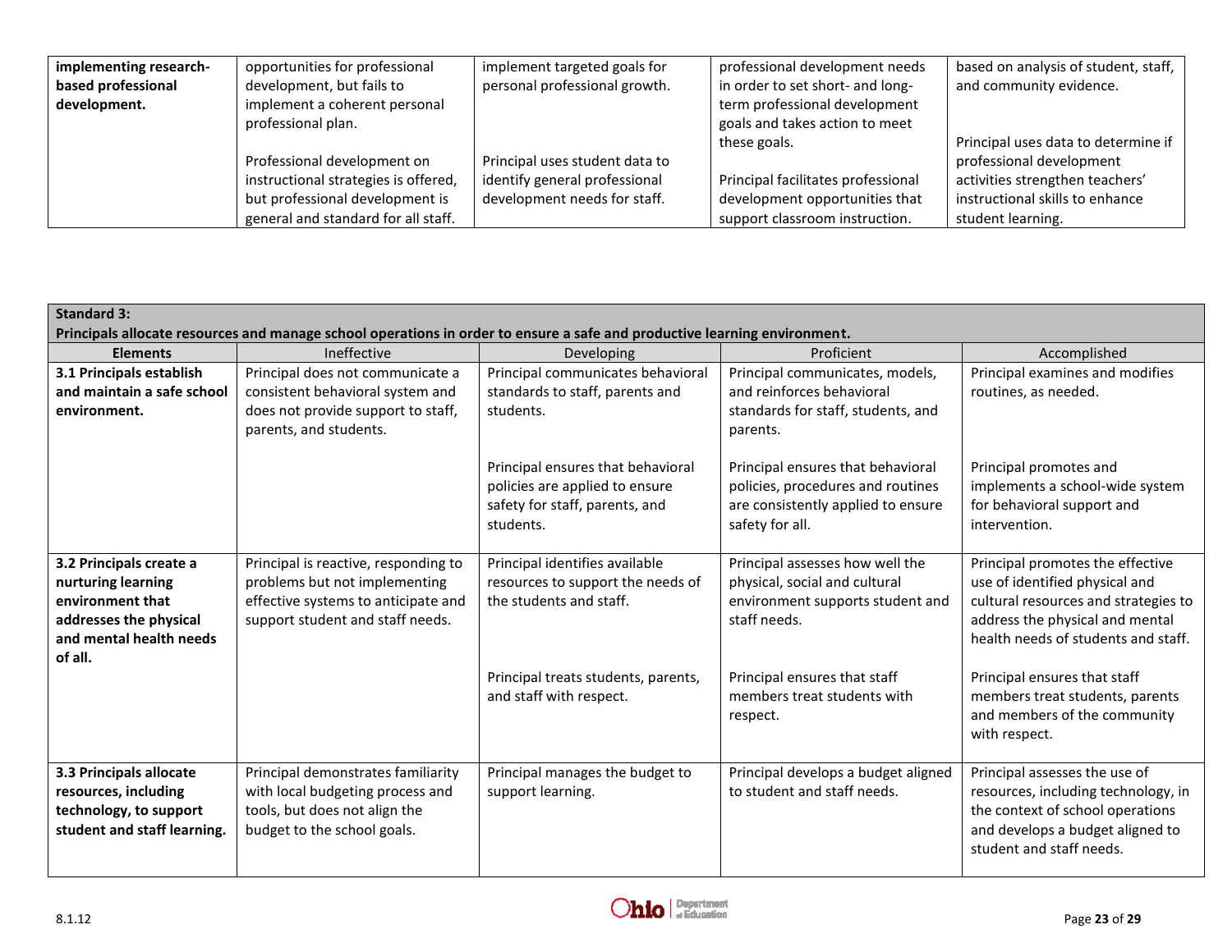| implementing research-based professional development. | opportunities for professional development, but fails to implement a coherent personal professional plan.<br><br>Professional development on instructional strategies is offered, but professional development is general and standard for all staff. | implement targeted goals for personal professional growth.<br><br>Principal uses student data to identify general professional development needs for staff. | professional development needs in order to set short- and long-term professional development goals and takes action to meet these goals.<br><br>Principal facilitates professional development opportunities that support classroom instruction. | based on analysis of student, staff, and community evidence.<br><br>Principal uses data to determine if professional development activities strengthen teachers' instructional skills to enhance student learning. |
|---|---|---|---|---|

| **Standard 3:**<br>**Principals allocate resources and manage school operations in order to ensure a safe and productive learning environment.** | | | | |
|---|---|---|---|---|
| **Elements** | Ineffective | Developing | Proficient | Accomplished |
| **3.1 Principals establish and maintain a safe school environment.** | Principal does not communicate a consistent behavioral system and does not provide support to staff, parents, and students. | Principal communicates behavioral standards to staff, parents and students.<br><br>Principal ensures that behavioral policies are applied to ensure safety for staff, parents, and students. | Principal communicates, models, and reinforces behavioral standards for staff, students, and parents.<br><br>Principal ensures that behavioral policies, procedures and routines are consistently applied to ensure safety for all. | Principal examines and modifies routines, as needed.<br><br>Principal promotes and implements a school-wide system for behavioral support and intervention. |
| **3.2 Principals create a nurturing learning environment that addresses the physical and mental health needs of all.** | Principal is reactive, responding to problems but not implementing effective systems to anticipate and support student and staff needs. | Principal identifies available resources to support the needs of the students and staff.<br><br>Principal treats students, parents, and staff with respect. | Principal assesses how well the physical, social and cultural environment supports student and staff needs.<br><br>Principal ensures that staff members treat students with respect. | Principal promotes the effective use of identified physical and cultural resources and strategies to address the physical and mental health needs of students and staff.<br><br>Principal ensures that staff members treat students, parents and members of the community with respect. |
| **3.3 Principals allocate resources, including technology, to support student and staff learning.** | Principal demonstrates familiarity with local budgeting process and tools, but does not align the budget to the school goals. | Principal manages the budget to support learning. | Principal develops a budget aligned to student and staff needs. | Principal assesses the use of resources, including technology, in the context of school operations and develops a budget aligned to student and staff needs. |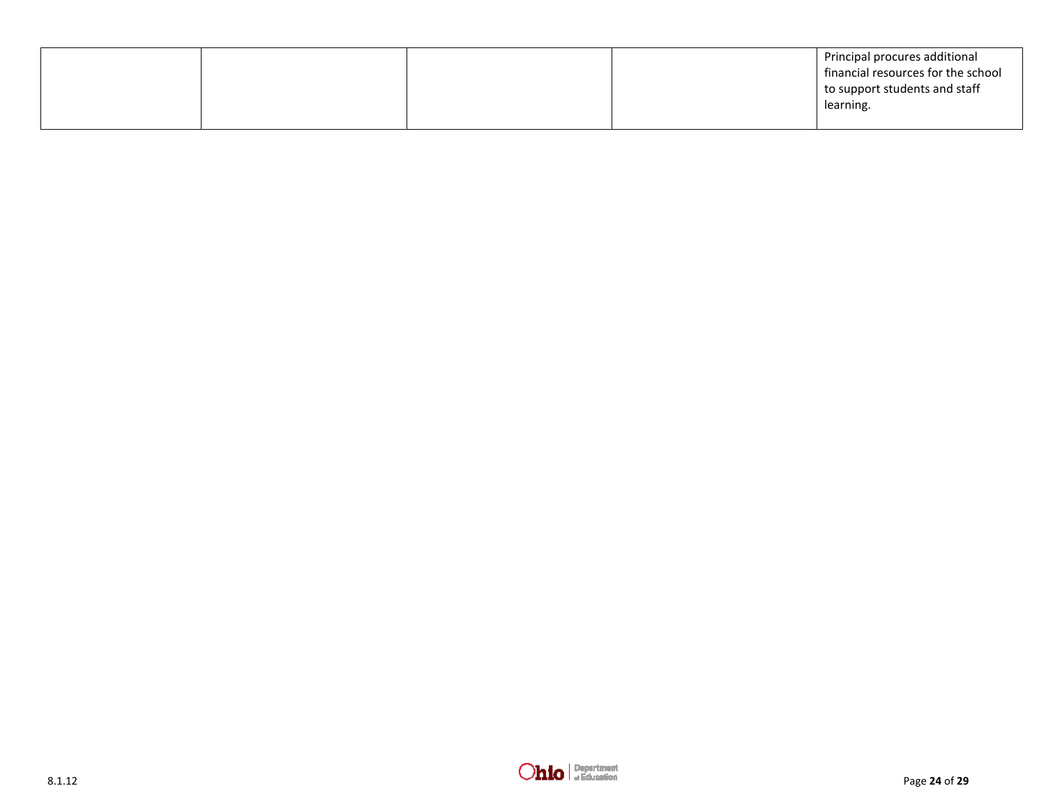| | | | | |
|---|---|---|---|---|
| | | | | Principal procures additional financial resources for the school to support students and staff learning. |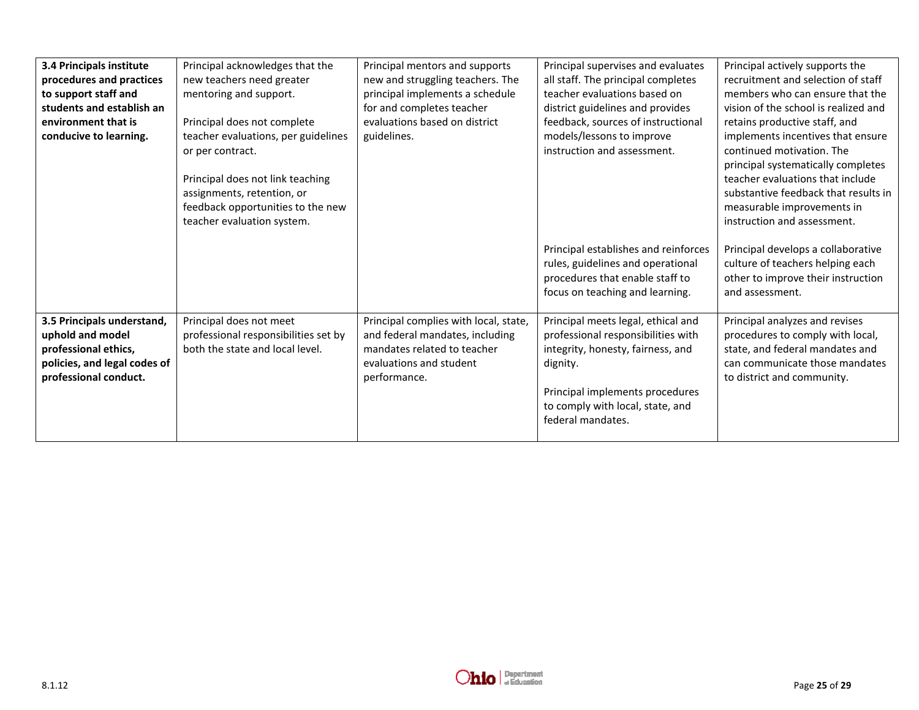| | | | | |
|---|---|---|---|---|
| **3.4 Principals institute procedures and practices to support staff and students and establish an environment that is conducive to learning.** | Principal acknowledges that the new teachers need greater mentoring and support.<br><br>Principal does not complete teacher evaluations, per guidelines or per contract.<br><br>Principal does not link teaching assignments, retention, or feedback opportunities to the new teacher evaluation system. | Principal mentors and supports new and struggling teachers. The principal implements a schedule for and completes teacher evaluations based on district guidelines. | Principal supervises and evaluates all staff. The principal completes teacher evaluations based on district guidelines and provides feedback, sources of instructional models/lessons to improve instruction and assessment.<br><br>Principal establishes and reinforces rules, guidelines and operational procedures that enable staff to focus on teaching and learning. | Principal actively supports the recruitment and selection of staff members who can ensure that the vision of the school is realized and retains productive staff, and implements incentives that ensure continued motivation. The principal systematically completes teacher evaluations that include substantive feedback that results in measurable improvements in instruction and assessment.<br><br>Principal develops a collaborative culture of teachers helping each other to improve their instruction and assessment. |
| **3.5 Principals understand, uphold and model professional ethics, policies, and legal codes of professional conduct.** | Principal does not meet professional responsibilities set by both the state and local level. | Principal complies with local, state, and federal mandates, including mandates related to teacher evaluations and student performance. | Principal meets legal, ethical and professional responsibilities with integrity, honesty, fairness, and dignity.<br><br>Principal implements procedures to comply with local, state, and federal mandates. | Principal analyzes and revises procedures to comply with local, state, and federal mandates and can communicate those mandates to district and community. |

8.1.12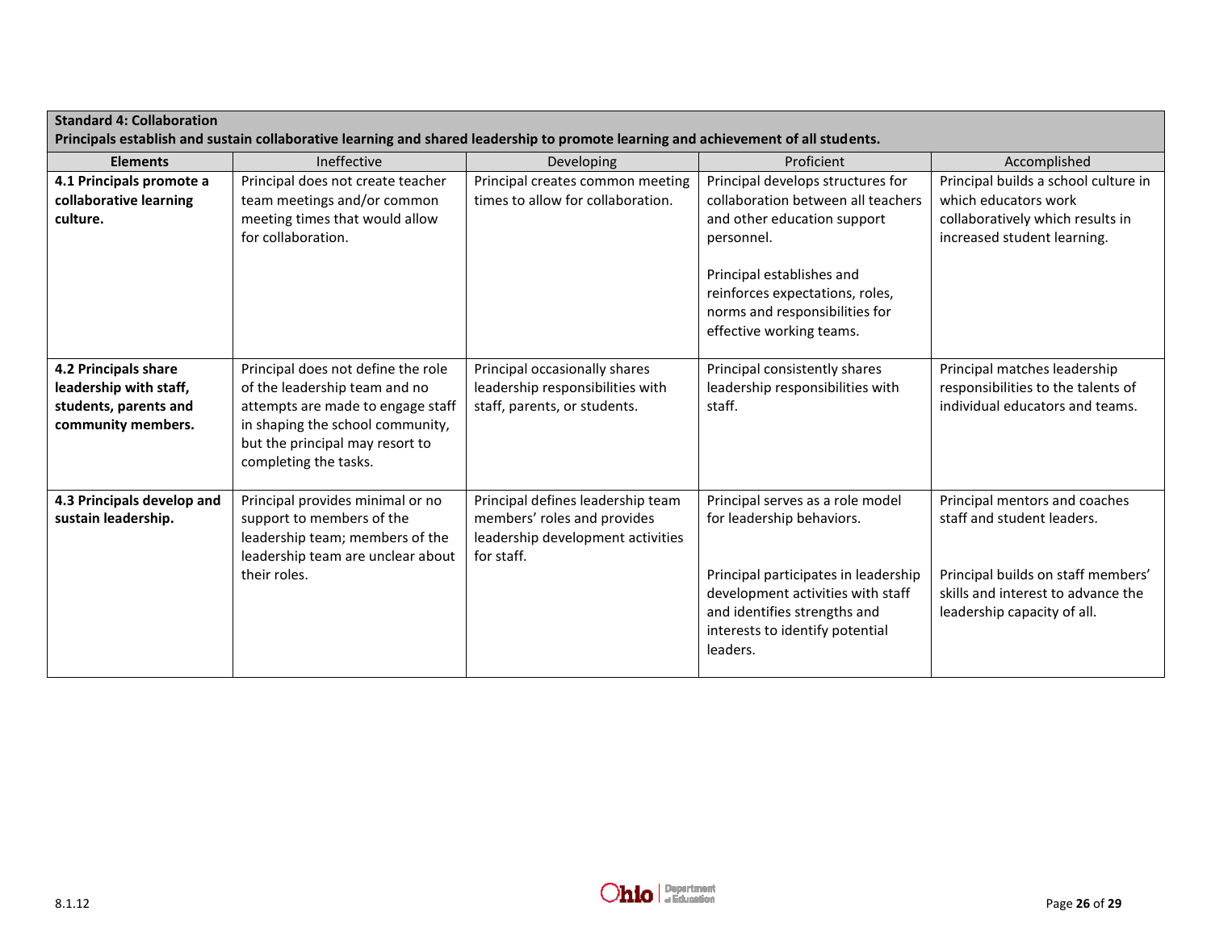**Standard 4: Collaboration**
**Principals establish and sustain collaborative learning and shared leadership to promote learning and achievement of all students.**

| Elements | Ineffective | Developing | Proficient | Accomplished |
|---|---|---|---|---|
| **4.1 Principals promote a collaborative learning culture.** | Principal does not create teacher team meetings and/or common meeting times that would allow for collaboration. | Principal creates common meeting times to allow for collaboration. | Principal develops structures for collaboration between all teachers and other education support personnel.<br><br>Principal establishes and reinforces expectations, roles, norms and responsibilities for effective working teams. | Principal builds a school culture in which educators work collaboratively which results in increased student learning. |
| **4.2 Principals share leadership with staff, students, parents and community members.** | Principal does not define the role of the leadership team and no attempts are made to engage staff in shaping the school community, but the principal may resort to completing the tasks. | Principal occasionally shares leadership responsibilities with staff, parents, or students. | Principal consistently shares leadership responsibilities with staff. | Principal matches leadership responsibilities to the talents of individual educators and teams. |
| **4.3 Principals develop and sustain leadership.** | Principal provides minimal or no support to members of the leadership team; members of the leadership team are unclear about their roles. | Principal defines leadership team members' roles and provides leadership development activities for staff. | Principal serves as a role model for leadership behaviors.<br><br>Principal participates in leadership development activities with staff and identifies strengths and interests to identify potential leaders. | Principal mentors and coaches staff and student leaders.<br><br>Principal builds on staff members' skills and interest to advance the leadership capacity of all. |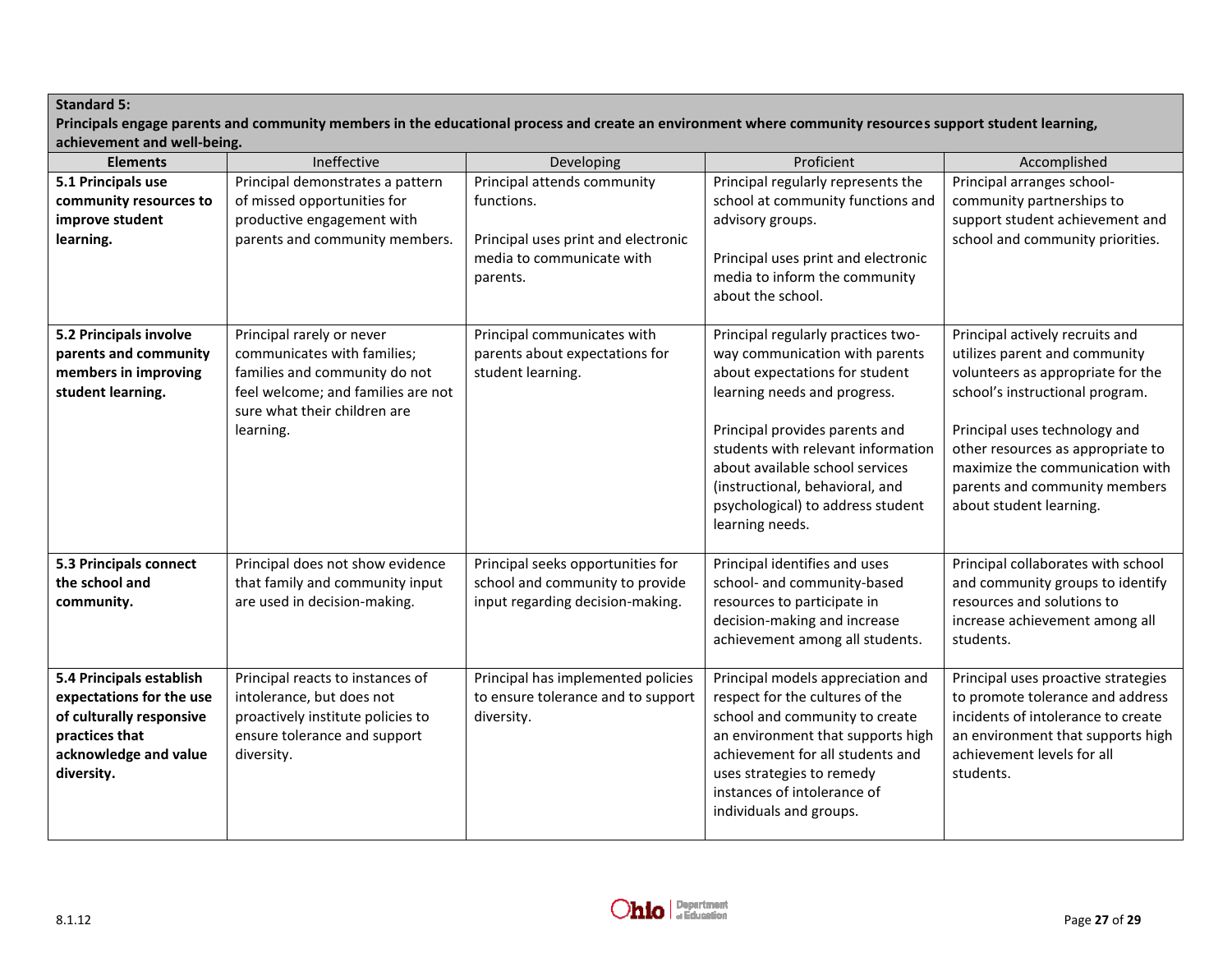**Standard 5:**

**Principals engage parents and community members in the educational process and create an environment where community resources support student learning, achievement and well-being.**

| Elements | Ineffective | Developing | Proficient | Accomplished |
|---|---|---|---|---|
| **5.1 Principals use community resources to improve student learning.** | Principal demonstrates a pattern of missed opportunities for productive engagement with parents and community members. | Principal attends community functions.<br><br>Principal uses print and electronic media to communicate with parents. | Principal regularly represents the school at community functions and advisory groups.<br><br>Principal uses print and electronic media to inform the community about the school. | Principal arranges school-community partnerships to support student achievement and school and community priorities. |
| **5.2 Principals involve parents and community members in improving student learning.** | Principal rarely or never communicates with families; families and community do not feel welcome; and families are not sure what their children are learning. | Principal communicates with parents about expectations for student learning. | Principal regularly practices two-way communication with parents about expectations for student learning needs and progress.<br><br>Principal provides parents and students with relevant information about available school services (instructional, behavioral, and psychological) to address student learning needs. | Principal actively recruits and utilizes parent and community volunteers as appropriate for the school's instructional program.<br><br>Principal uses technology and other resources as appropriate to maximize the communication with parents and community members about student learning. |
| **5.3 Principals connect the school and community.** | Principal does not show evidence that family and community input are used in decision-making. | Principal seeks opportunities for school and community to provide input regarding decision-making. | Principal identifies and uses school- and community-based resources to participate in decision-making and increase achievement among all students. | Principal collaborates with school and community groups to identify resources and solutions to increase achievement among all students. |
| **5.4 Principals establish expectations for the use of culturally responsive practices that acknowledge and value diversity.** | Principal reacts to instances of intolerance, but does not proactively institute policies to ensure tolerance and support diversity. | Principal has implemented policies to ensure tolerance and to support diversity. | Principal models appreciation and respect for the cultures of the school and community to create an environment that supports high achievement for all students and uses strategies to remedy instances of intolerance of individuals and groups. | Principal uses proactive strategies to promote tolerance and address incidents of intolerance to create an environment that supports high achievement levels for all students. |

8.1.12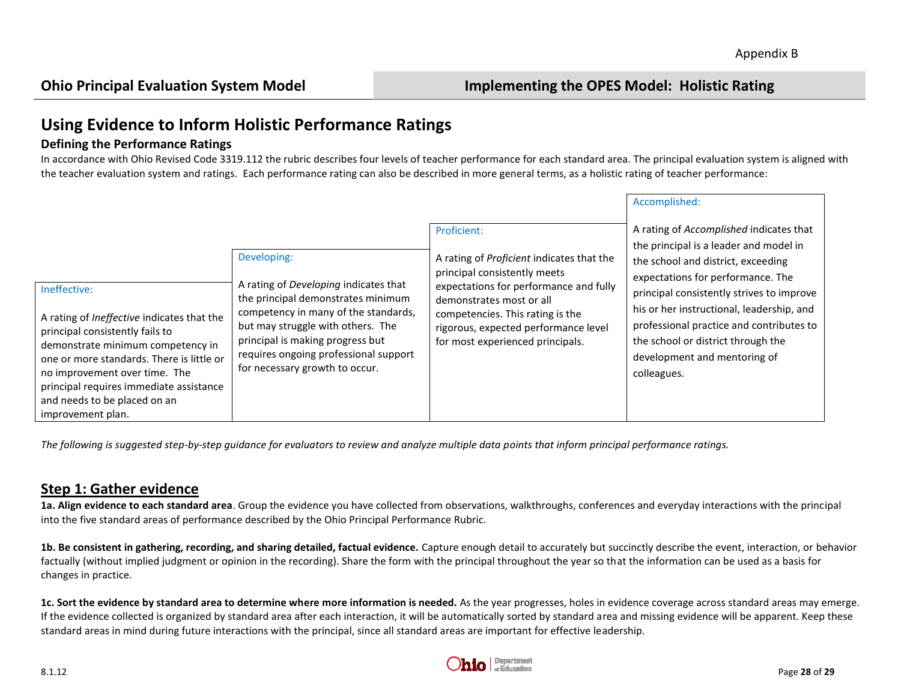## Using Evidence to Inform Holistic Performance Ratings

### Defining the Performance Ratings

In accordance with Ohio Revised Code 3319.112 the rubric describes four levels of teacher performance for each standard area. The principal evaluation system is aligned with the teacher evaluation system and ratings. Each performance rating can also be described in more general terms, as a holistic rating of teacher performance:

| Ineffective: | Developing: | Proficient: | Accomplished: |
| --- | --- | --- | --- |
| A rating of *Ineffective* indicates that the principal consistently fails to demonstrate minimum competency in one or more standards. There is little or no improvement over time. The principal requires immediate assistance and needs to be placed on an improvement plan. | A rating of *Developing* indicates that the principal demonstrates minimum competency in many of the standards, but may struggle with others. The principal is making progress but requires ongoing professional support for necessary growth to occur. | A rating of *Proficient* indicates that the principal consistently meets expectations for performance and fully demonstrates most or all competencies. This rating is the rigorous, expected performance level for most experienced principals. | A rating of *Accomplished* indicates that the principal is a leader and model in the school and district, exceeding expectations for performance. The principal consistently strives to improve his or her instructional, leadership, and professional practice and contributes to the school or district through the development and mentoring of colleagues. |

*The following is suggested step-by-step guidance for evaluators to review and analyze multiple data points that inform principal performance ratings.*

## Step 1: Gather evidence

**1a. Align evidence to each standard area**. Group the evidence you have collected from observations, walkthroughs, conferences and everyday interactions with the principal into the five standard areas of performance described by the Ohio Principal Performance Rubric.

**1b. Be consistent in gathering, recording, and sharing detailed, factual evidence.** Capture enough detail to accurately but succinctly describe the event, interaction, or behavior factually (without implied judgment or opinion in the recording). Share the form with the principal throughout the year so that the information can be used as a basis for changes in practice.

**1c. Sort the evidence by standard area to determine where more information is needed.** As the year progresses, holes in evidence coverage across standard areas may emerge. If the evidence collected is organized by standard area after each interaction, it will be automatically sorted by standard area and missing evidence will be apparent. Keep these standard areas in mind during future interactions with the principal, since all standard areas are important for effective leadership.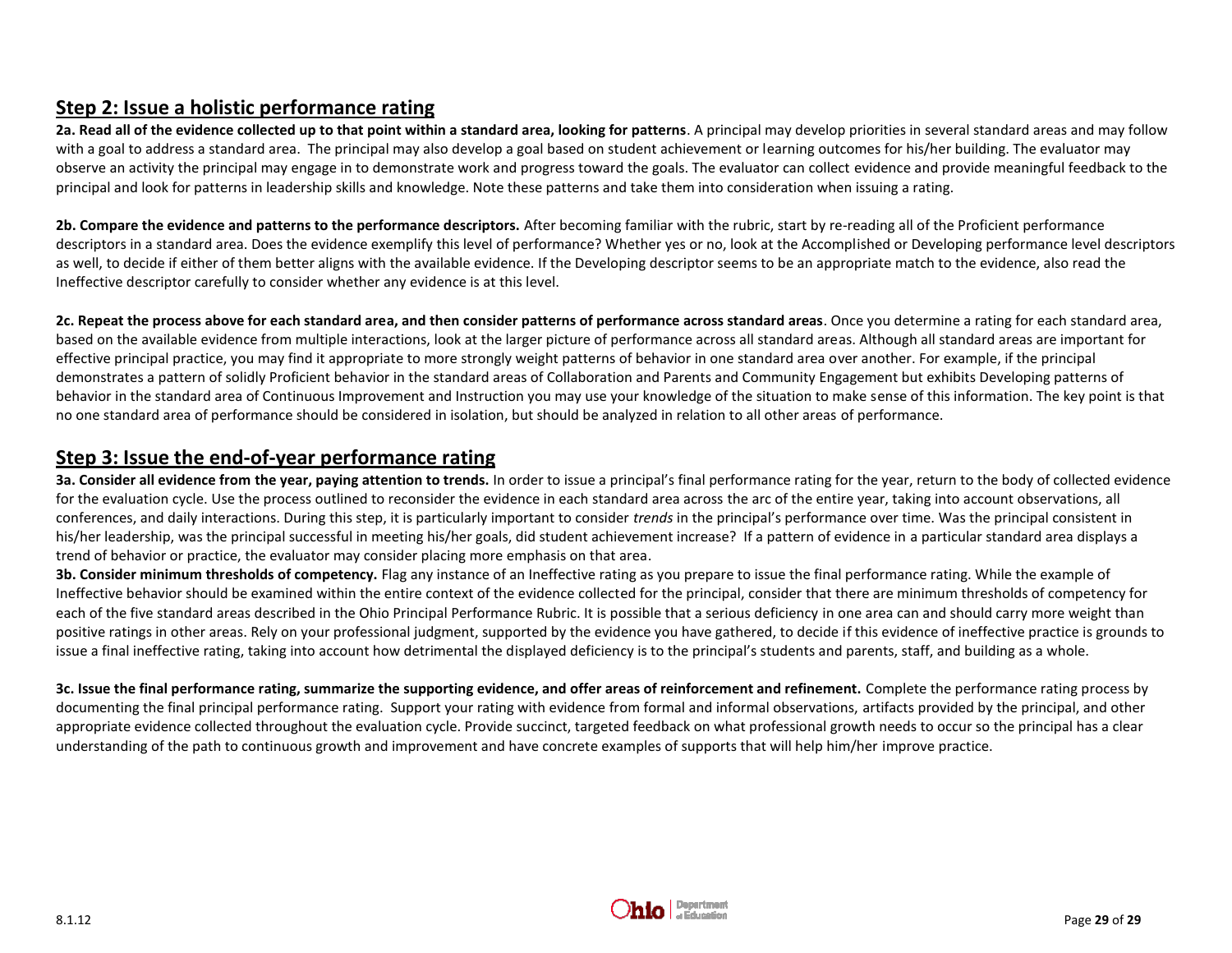## Step 2: Issue a holistic performance rating

**2a. Read all of the evidence collected up to that point within a standard area, looking for patterns**. A principal may develop priorities in several standard areas and may follow with a goal to address a standard area. The principal may also develop a goal based on student achievement or learning outcomes for his/her building. The evaluator may observe an activity the principal may engage in to demonstrate work and progress toward the goals. The evaluator can collect evidence and provide meaningful feedback to the principal and look for patterns in leadership skills and knowledge. Note these patterns and take them into consideration when issuing a rating.

**2b. Compare the evidence and patterns to the performance descriptors.** After becoming familiar with the rubric, start by re-reading all of the Proficient performance descriptors in a standard area. Does the evidence exemplify this level of performance? Whether yes or no, look at the Accomplished or Developing performance level descriptors as well, to decide if either of them better aligns with the available evidence. If the Developing descriptor seems to be an appropriate match to the evidence, also read the Ineffective descriptor carefully to consider whether any evidence is at this level.

**2c. Repeat the process above for each standard area, and then consider patterns of performance across standard areas**. Once you determine a rating for each standard area, based on the available evidence from multiple interactions, look at the larger picture of performance across all standard areas. Although all standard areas are important for effective principal practice, you may find it appropriate to more strongly weight patterns of behavior in one standard area over another. For example, if the principal demonstrates a pattern of solidly Proficient behavior in the standard areas of Collaboration and Parents and Community Engagement but exhibits Developing patterns of behavior in the standard area of Continuous Improvement and Instruction you may use your knowledge of the situation to make sense of this information. The key point is that no one standard area of performance should be considered in isolation, but should be analyzed in relation to all other areas of performance.

## Step 3: Issue the end-of-year performance rating

**3a. Consider all evidence from the year, paying attention to trends.** In order to issue a principal's final performance rating for the year, return to the body of collected evidence for the evaluation cycle. Use the process outlined to reconsider the evidence in each standard area across the arc of the entire year, taking into account observations, all conferences, and daily interactions. During this step, it is particularly important to consider *trends* in the principal's performance over time. Was the principal consistent in his/her leadership, was the principal successful in meeting his/her goals, did student achievement increase? If a pattern of evidence in a particular standard area displays a trend of behavior or practice, the evaluator may consider placing more emphasis on that area.

**3b. Consider minimum thresholds of competency.** Flag any instance of an Ineffective rating as you prepare to issue the final performance rating. While the example of Ineffective behavior should be examined within the entire context of the evidence collected for the principal, consider that there are minimum thresholds of competency for each of the five standard areas described in the Ohio Principal Performance Rubric. It is possible that a serious deficiency in one area can and should carry more weight than positive ratings in other areas. Rely on your professional judgment, supported by the evidence you have gathered, to decide if this evidence of ineffective practice is grounds to issue a final ineffective rating, taking into account how detrimental the displayed deficiency is to the principal's students and parents, staff, and building as a whole.

**3c. Issue the final performance rating, summarize the supporting evidence, and offer areas of reinforcement and refinement.** Complete the performance rating process by documenting the final principal performance rating. Support your rating with evidence from formal and informal observations, artifacts provided by the principal, and other appropriate evidence collected throughout the evaluation cycle. Provide succinct, targeted feedback on what professional growth needs to occur so the principal has a clear understanding of the path to continuous growth and improvement and have concrete examples of supports that will help him/her improve practice.